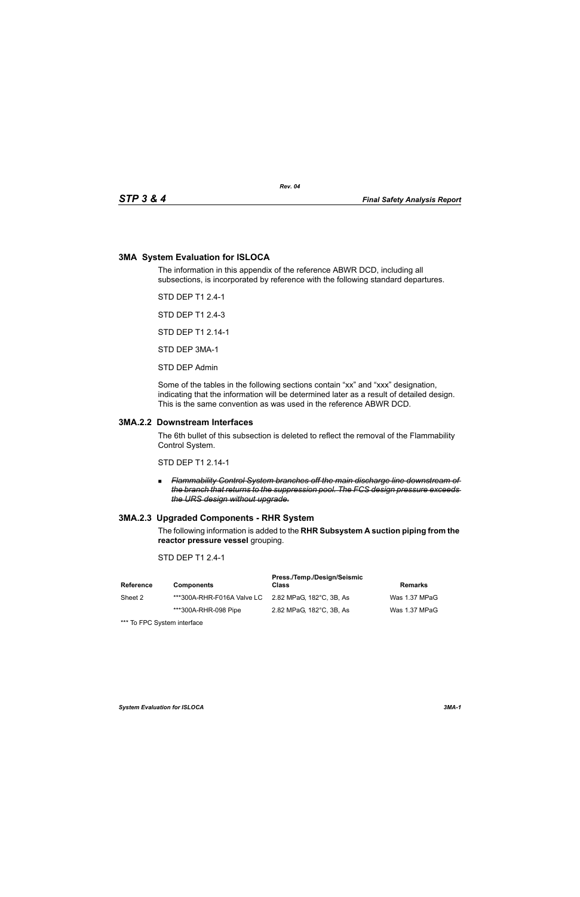## 3MA System Evaluation for ISLOCA

The information in this appendix of the reference ABWR DCD, including all subsections, is incorporated by reference with the following standard departures.

STD DEP T1 2.4-1

STD DEP T1 2.4-3

STD DEP T1 2.14-1

STD DEP 3MA-1

STD DEP Admin

Some of the tables in the following sections contain “xx” and “xxx” designation, indicating that the information will be determined later as a result of detailed design. This is the same convention as was used in the reference ABWR DCD.

### 3MA.2.2 Downstream Interfaces

The 6th bullet of this subsection is deleted to reflect the removal of the Flammability Control System.

STD DEP T1 2.14-1

- ~~*Flammability Control System branches off the main discharge line downstream of the branch that returns to the suppression pool. The FCS design pressure exceeds the URS design without upgrade.*~~

### 3MA.2.3 Upgraded Components - RHR System

The following information is added to the **RHR Subsystem A suction piping from the reactor pressure vessel** grouping.

STD DEP T1 2.4-1

| Reference | Components | Press./Temp./Design/Seismic Class | Remarks |
|---|---|---|---|
| Sheet 2 | ***300A-RHR-F016A Valve LC | 2.82 MPaG, 182°C, 3B, As | Was 1.37 MPaG |
| | ***300A-RHR-098 Pipe | 2.82 MPaG, 182°C, 3B, As | Was 1.37 MPaG |

*** To FPC System interface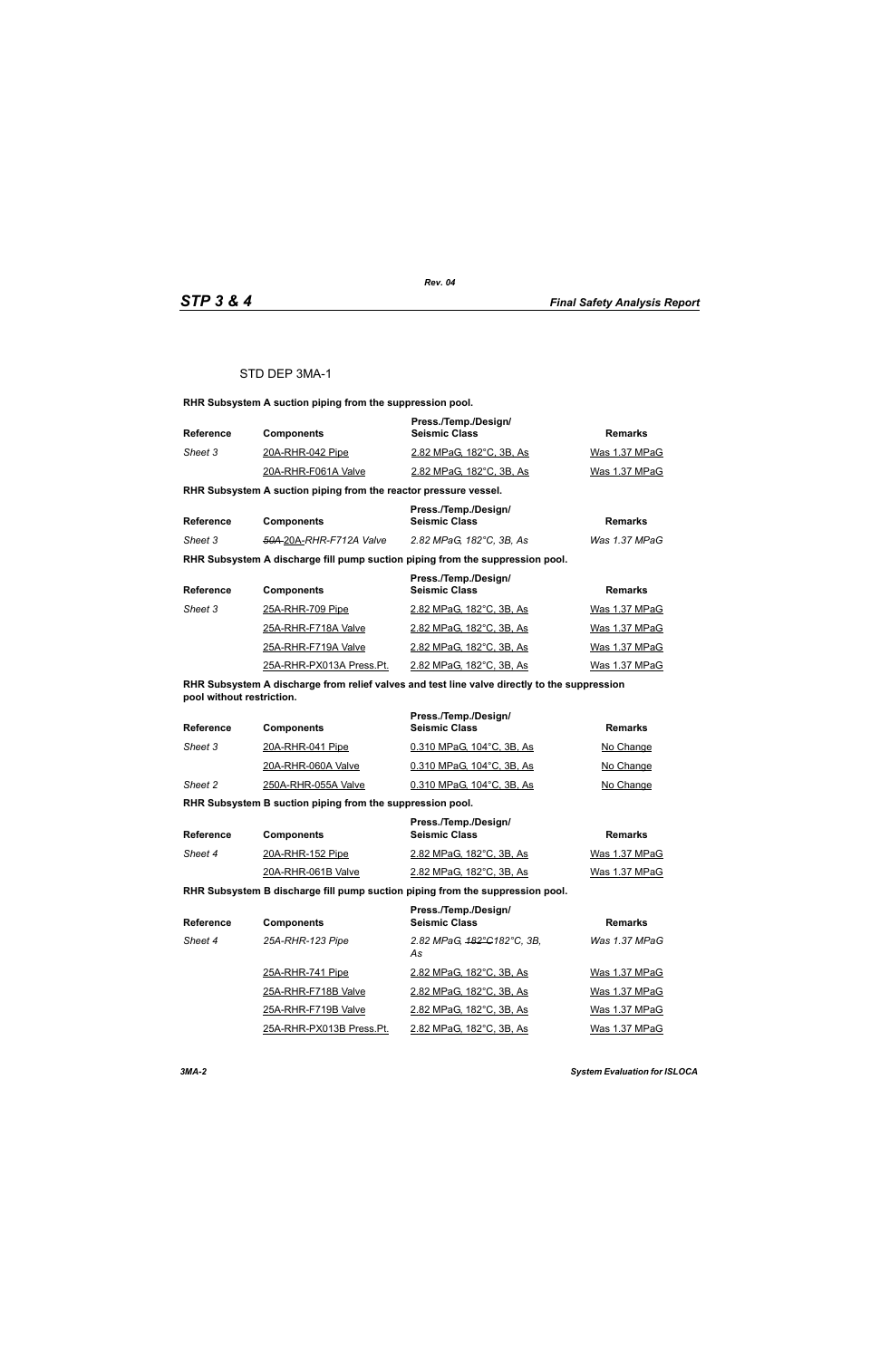STD DEP 3MA-1

**RHR Subsystem A suction piping from the suppression pool.**

| Reference | Components | Press./Temp./Design/ Seismic Class | Remarks |
|---|---|---|---|
| *Sheet 3* | 20A-RHR-042 Pipe | 2.82 MPaG, 182°C, 3B, As | Was 1.37 MPaG |
| | 20A-RHR-F061A Valve | 2.82 MPaG, 182°C, 3B, As | Was 1.37 MPaG |

**RHR Subsystem A suction piping from the reactor pressure vessel.**

| Reference | Components | Press./Temp./Design/ Seismic Class | Remarks |
|---|---|---|---|
| *Sheet 3* | *~~50A-~~20A-RHR-F712A Valve* | *2.82 MPaG, 182°C, 3B, As* | *Was 1.37 MPaG* |

**RHR Subsystem A discharge fill pump suction piping from the suppression pool.**

| Reference | Components | Press./Temp./Design/ Seismic Class | Remarks |
|---|---|---|---|
| *Sheet 3* | 25A-RHR-709 Pipe | 2.82 MPaG, 182°C, 3B, As | Was 1.37 MPaG |
| | 25A-RHR-F718A Valve | 2.82 MPaG, 182°C, 3B, As | Was 1.37 MPaG |
| | 25A-RHR-F719A Valve | 2.82 MPaG, 182°C, 3B, As | Was 1.37 MPaG |
| | 25A-RHR-PX013A Press.Pt. | 2.82 MPaG, 182°C, 3B, As | Was 1.37 MPaG |

**RHR Subsystem A discharge from relief valves and test line valve directly to the suppression pool without restriction.**

| Reference | Components | Press./Temp./Design/ Seismic Class | Remarks |
|---|---|---|---|
| *Sheet 3* | 20A-RHR-041 Pipe | 0.310 MPaG, 104°C, 3B, As | No Change |
| | 20A-RHR-060A Valve | 0.310 MPaG, 104°C, 3B, As | No Change |
| *Sheet 2* | 250A-RHR-055A Valve | 0.310 MPaG, 104°C, 3B, As | No Change |

**RHR Subsystem B suction piping from the suppression pool.**

| Reference | Components | Press./Temp./Design/ Seismic Class | Remarks |
|---|---|---|---|
| *Sheet 4* | 20A-RHR-152 Pipe | 2.82 MPaG, 182°C, 3B, As | Was 1.37 MPaG |
| | 20A-RHR-061B Valve | 2.82 MPaG, 182°C, 3B, As | Was 1.37 MPaG |

**RHR Subsystem B discharge fill pump suction piping from the suppression pool.**

| Reference | Components | Press./Temp./Design/ Seismic Class | Remarks |
|---|---|---|---|
| *Sheet 4* | *25A-RHR-123 Pipe* | *2.82 MPaG, ~~182°C~~182°C, 3B, As* | *Was 1.37 MPaG* |
| | 25A-RHR-741 Pipe | 2.82 MPaG, 182°C, 3B, As | Was 1.37 MPaG |
| | 25A-RHR-F718B Valve | 2.82 MPaG, 182°C, 3B, As | Was 1.37 MPaG |
| | 25A-RHR-F719B Valve | 2.82 MPaG, 182°C, 3B, As | Was 1.37 MPaG |
| | 25A-RHR-PX013B Press.Pt. | 2.82 MPaG, 182°C, 3B, As | Was 1.37 MPaG |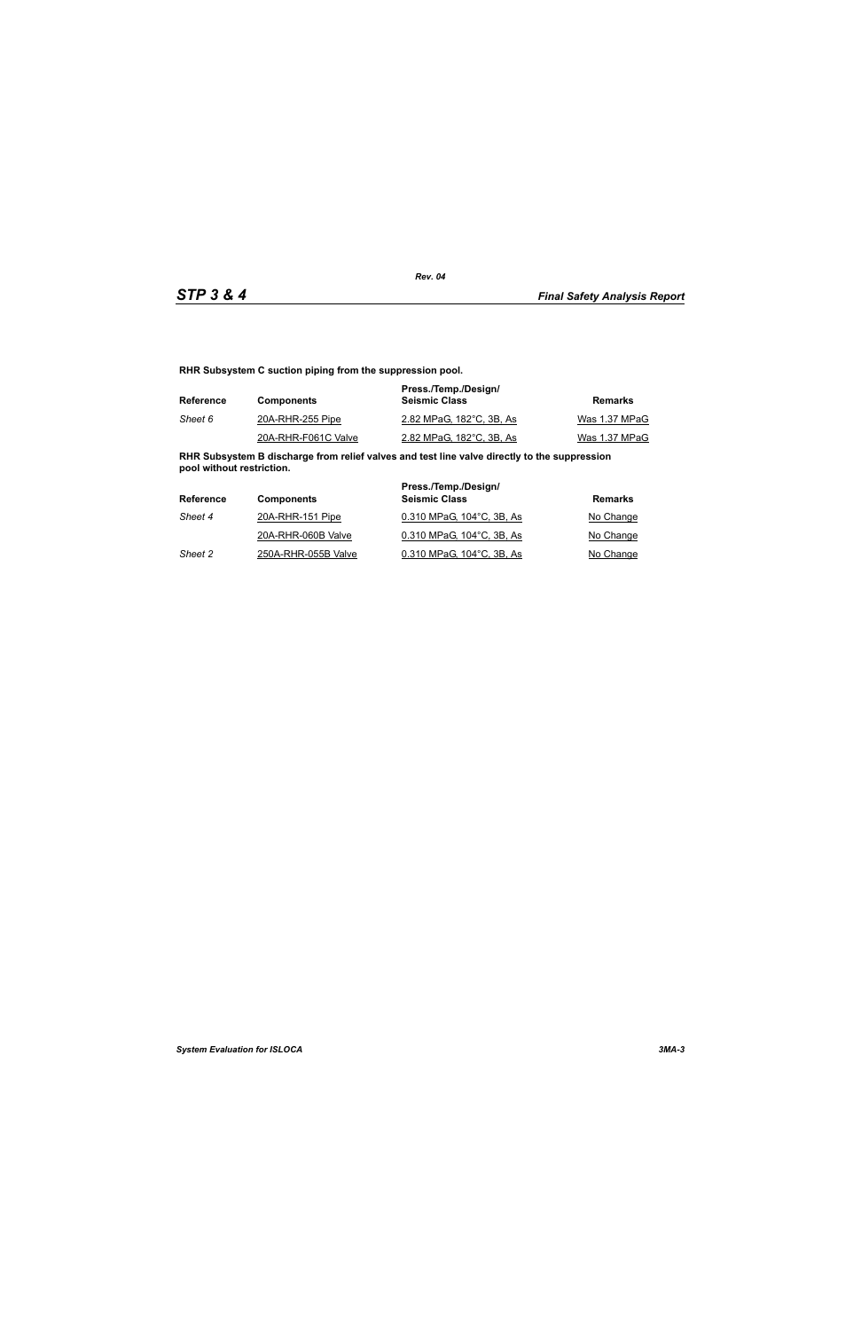**RHR Subsystem C suction piping from the suppression pool.**

| Reference | Components | Press./Temp./Design/ Seismic Class | Remarks |
|---|---|---|---|
| *Sheet 6* | 20A-RHR-255 Pipe | 2.82 MPaG, 182°C, 3B, As | Was 1.37 MPaG |
| | 20A-RHR-F061C Valve | 2.82 MPaG, 182°C, 3B, As | Was 1.37 MPaG |

**RHR Subsystem B discharge from relief valves and test line valve directly to the suppression pool without restriction.**

| Reference | Components | Press./Temp./Design/ Seismic Class | Remarks |
|---|---|---|---|
| *Sheet 4* | 20A-RHR-151 Pipe | 0.310 MPaG, 104°C, 3B, As | No Change |
| | 20A-RHR-060B Valve | 0.310 MPaG, 104°C, 3B, As | No Change |
| *Sheet 2* | 250A-RHR-055B Valve | 0.310 MPaG, 104°C, 3B, As | No Change |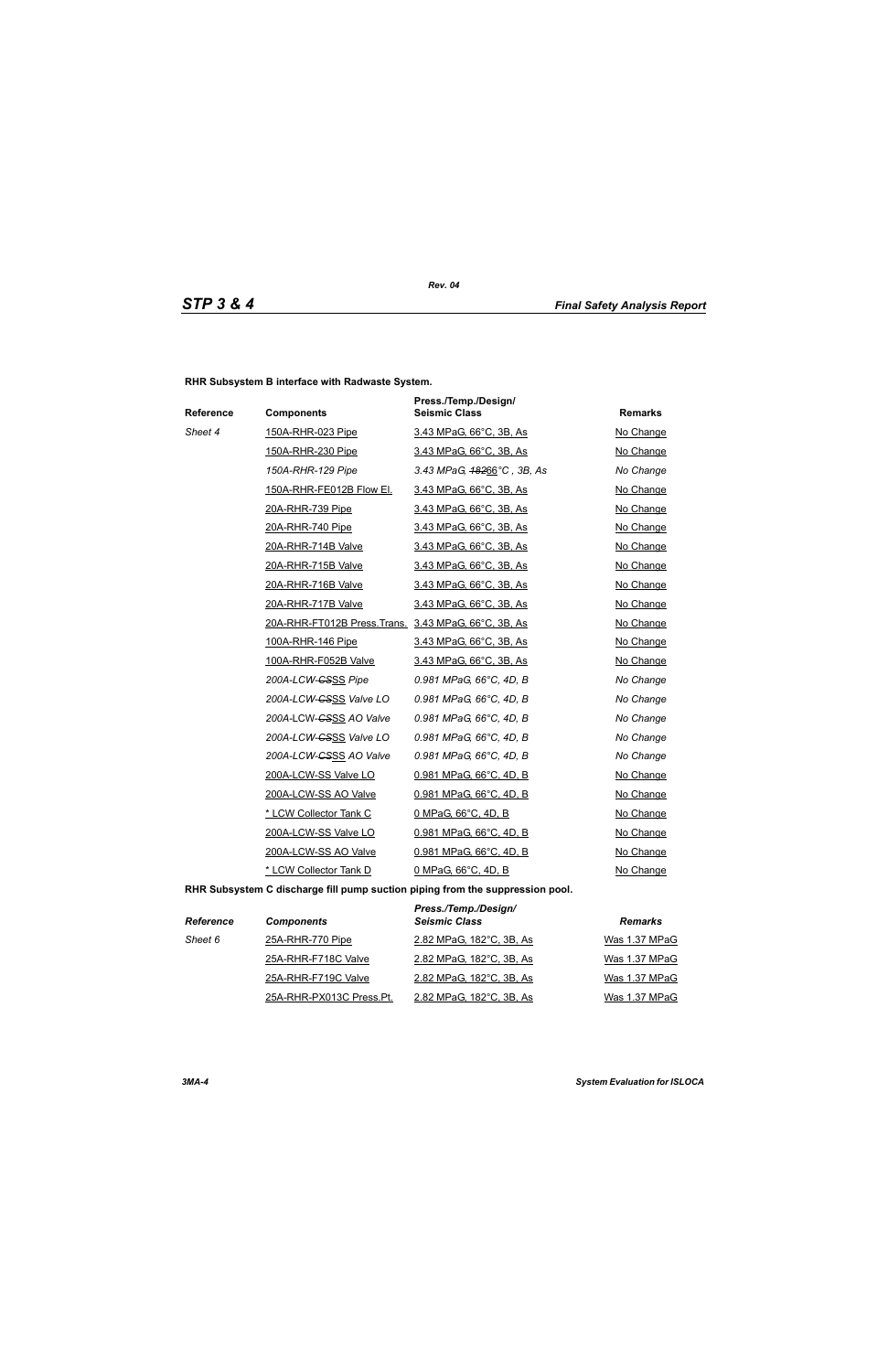**RHR Subsystem B interface with Radwaste System.**

| Reference | Components | Press./Temp./Design/ Seismic Class | Remarks |
|---|---|---|---|
| *Sheet 4* | 150A-RHR-023 Pipe | 3.43 MPaG, 66°C, 3B, As | No Change |
| | 150A-RHR-230 Pipe | 3.43 MPaG, 66°C, 3B, As | No Change |
| | *150A-RHR-129 Pipe* | *3.43 MPaG, ~~182~~66°C , 3B, As* | *No Change* |
| | 150A-RHR-FE012B Flow El. | 3.43 MPaG, 66°C, 3B, As | No Change |
| | 20A-RHR-739 Pipe | 3.43 MPaG, 66°C, 3B, As | No Change |
| | 20A-RHR-740 Pipe | 3.43 MPaG, 66°C, 3B, As | No Change |
| | 20A-RHR-714B Valve | 3.43 MPaG, 66°C, 3B, As | No Change |
| | 20A-RHR-715B Valve | 3.43 MPaG, 66°C, 3B, As | No Change |
| | 20A-RHR-716B Valve | 3.43 MPaG, 66°C, 3B, As | No Change |
| | 20A-RHR-717B Valve | 3.43 MPaG, 66°C, 3B, As | No Change |
| | 20A-RHR-FT012B Press.Trans. | 3.43 MPaG, 66°C, 3B, As | No Change |
| | 100A-RHR-146 Pipe | 3.43 MPaG, 66°C, 3B, As | No Change |
| | 100A-RHR-F052B Valve | 3.43 MPaG, 66°C, 3B, As | No Change |
| | *200A-LCW-~~CS~~SS Pipe* | *0.981 MPaG, 66°C, 4D, B* | *No Change* |
| | *200A-LCW-~~CS~~SS Valve LO* | *0.981 MPaG, 66°C, 4D, B* | *No Change* |
| | *200A-LCW-~~CS~~SS AO Valve* | *0.981 MPaG, 66°C, 4D, B* | *No Change* |
| | *200A-LCW-~~CS~~SS Valve LO* | *0.981 MPaG, 66°C, 4D, B* | *No Change* |
| | *200A-LCW-~~CS~~SS AO Valve* | *0.981 MPaG, 66°C, 4D, B* | *No Change* |
| | 200A-LCW-SS Valve LO | 0.981 MPaG, 66°C, 4D, B | No Change |
| | 200A-LCW-SS AO Valve | 0.981 MPaG, 66°C, 4D, B | No Change |
| | * LCW Collector Tank C | 0 MPaG, 66°C, 4D, B | No Change |
| | 200A-LCW-SS Valve LO | 0.981 MPaG, 66°C, 4D, B | No Change |
| | 200A-LCW-SS AO Valve | 0.981 MPaG, 66°C, 4D, B | No Change |
| | * LCW Collector Tank D | 0 MPaG, 66°C, 4D, B | No Change |

**RHR Subsystem C discharge fill pump suction piping from the suppression pool.**

| *Reference* | *Components* | *Press./Temp./Design/ Seismic Class* | *Remarks* |
|---|---|---|---|
| *Sheet 6* | 25A-RHR-770 Pipe | 2.82 MPaG, 182°C, 3B, As | Was 1.37 MPaG |
| | 25A-RHR-F718C Valve | 2.82 MPaG, 182°C, 3B, As | Was 1.37 MPaG |
| | 25A-RHR-F719C Valve | 2.82 MPaG, 182°C, 3B, As | Was 1.37 MPaG |
| | 25A-RHR-PX013C Press.Pt. | 2.82 MPaG, 182°C, 3B, As | Was 1.37 MPaG |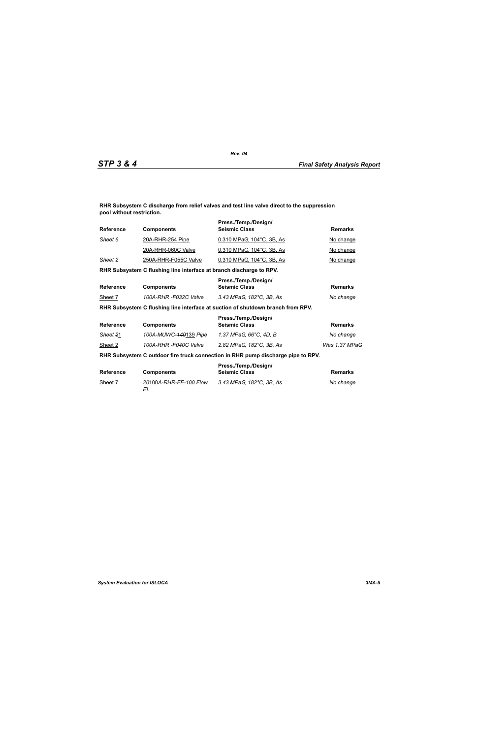**RHR Subsystem C discharge from relief valves and test line valve direct to the suppression pool without restriction.**

| Reference | Components | Press./Temp./Design/ Seismic Class | Remarks |
|---|---|---|---|
| *Sheet 6* | 20A-RHR-254 Pipe | 0.310 MPaG, 104°C, 3B, As | No change |
| | 20A-RHR-060C Valve | 0.310 MPaG, 104°C, 3B, As | No change |
| *Sheet 2* | 250A-RHR-F055C Valve | 0.310 MPaG, 104°C, 3B, As | No change |

**RHR Subsystem C flushing line interface at branch discharge to RPV.**

| Reference | Components | Press./Temp./Design/ Seismic Class | Remarks |
|---|---|---|---|
| Sheet 7 | *100A-RHR -F032C Valve* | *3.43 MPaG, 182°C, 3B, As* | *No change* |

**RHR Subsystem C flushing line interface at suction of shutdown branch from RPV.**

| Reference | Components | Press./Temp./Design/ Seismic Class | Remarks |
|---|---|---|---|
| *Sheet* ~~2~~1 | *100A-MUWC-~~140~~139 Pipe* | *1.37 MPaG, 66°C, 4D, B* | *No change* |
| Sheet 2 | *100A-RHR -F040C Valve* | *2.82 MPaG, 182°C, 3B, As* | *Was 1.37 MPaG* |

**RHR Subsystem C outdoor fire truck connection in RHR pump discharge pipe to RPV.**

| Reference | Components | Press./Temp./Design/ Seismic Class | Remarks |
|---|---|---|---|
| Sheet 7 | *~~20~~100A-RHR-FE-100 Flow El.* | *3.43 MPaG, 182°C, 3B, As* | *No change* |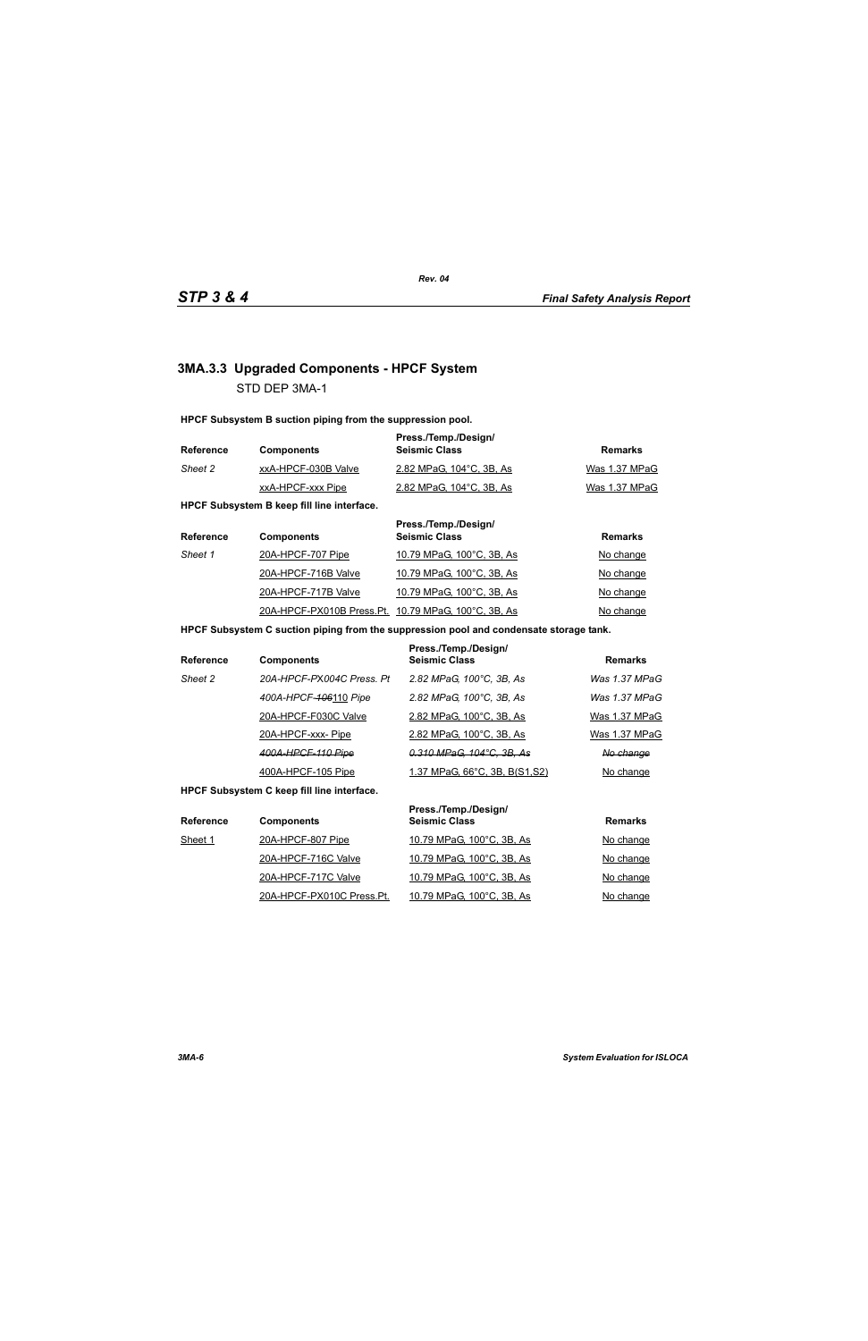## 3MA.3.3 Upgraded Components - HPCF System

STD DEP 3MA-1

**HPCF Subsystem B suction piping from the suppression pool.**

| Reference | Components | Press./Temp./Design/ Seismic Class | Remarks |
|---|---|---|---|
| *Sheet 2* | xxA-HPCF-030B Valve | 2.82 MPaG, 104°C, 3B, As | Was 1.37 MPaG |
| | xxA-HPCF-xxx Pipe | 2.82 MPaG, 104°C, 3B, As | Was 1.37 MPaG |

**HPCF Subsystem B keep fill line interface.**

| Reference | Components | Press./Temp./Design/ Seismic Class | Remarks |
|---|---|---|---|
| *Sheet 1* | 20A-HPCF-707 Pipe | 10.79 MPaG, 100°C, 3B, As | No change |
| | 20A-HPCF-716B Valve | 10.79 MPaG, 100°C, 3B, As | No change |
| | 20A-HPCF-717B Valve | 10.79 MPaG, 100°C, 3B, As | No change |
| | 20A-HPCF-PX010B Press.Pt. | 10.79 MPaG, 100°C, 3B, As | No change |

**HPCF Subsystem C suction piping from the suppression pool and condensate storage tank.**

| Reference | Components | Press./Temp./Design/ Seismic Class | Remarks |
|---|---|---|---|
| *Sheet 2* | *20A-HPCF-PX004C Press. Pt* | *2.82 MPaG, 100°C, 3B, As* | *Was 1.37 MPaG* |
| | *400A-HPCF-~~106~~110 Pipe* | *2.82 MPaG, 100°C, 3B, As* | *Was 1.37 MPaG* |
| | 20A-HPCF-F030C Valve | 2.82 MPaG, 100°C, 3B, As | Was 1.37 MPaG |
| | 20A-HPCF-xxx- Pipe | 2.82 MPaG, 100°C, 3B, As | Was 1.37 MPaG |
| | ~~*400A-HPCF-110 Pipe*~~ | ~~*0.310 MPaG, 104°C, 3B, As*~~ | ~~*No change*~~ |
| | 400A-HPCF-105 Pipe | 1.37 MPaG, 66°C, 3B, B(S1,S2) | No change |

**HPCF Subsystem C keep fill line interface.**

| Reference | Components | Press./Temp./Design/ Seismic Class | Remarks |
|---|---|---|---|
| Sheet 1 | 20A-HPCF-807 Pipe | 10.79 MPaG, 100°C, 3B, As | No change |
| | 20A-HPCF-716C Valve | 10.79 MPaG, 100°C, 3B, As | No change |
| | 20A-HPCF-717C Valve | 10.79 MPaG, 100°C, 3B, As | No change |
| | 20A-HPCF-PX010C Press.Pt. | 10.79 MPaG, 100°C, 3B, As | No change |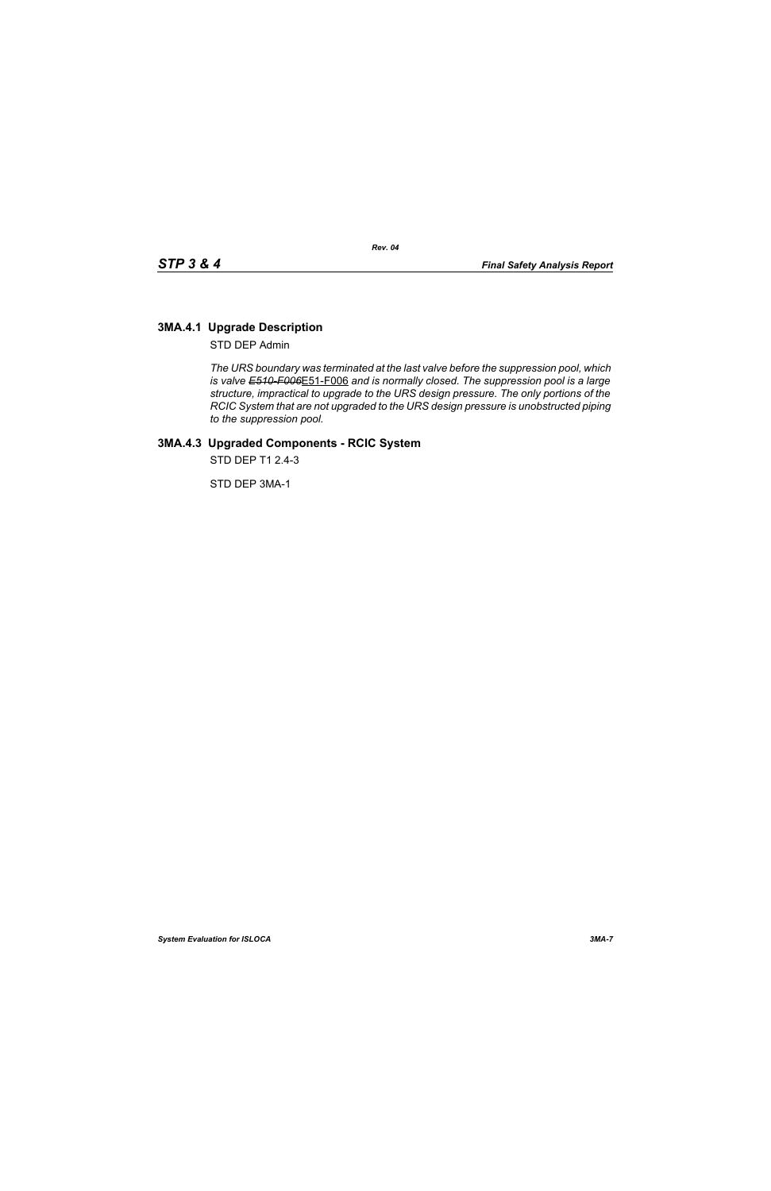### 3MA.4.1 Upgrade Description

STD DEP Admin

*The URS boundary was terminated at the last valve before the suppression pool, which is valve ~~E510-F006~~*E51-F006 *and is normally closed. The suppression pool is a large structure, impractical to upgrade to the URS design pressure. The only portions of the RCIC System that are not upgraded to the URS design pressure is unobstructed piping to the suppression pool.*

### 3MA.4.3 Upgraded Components - RCIC System

STD DEP T1 2.4-3

STD DEP 3MA-1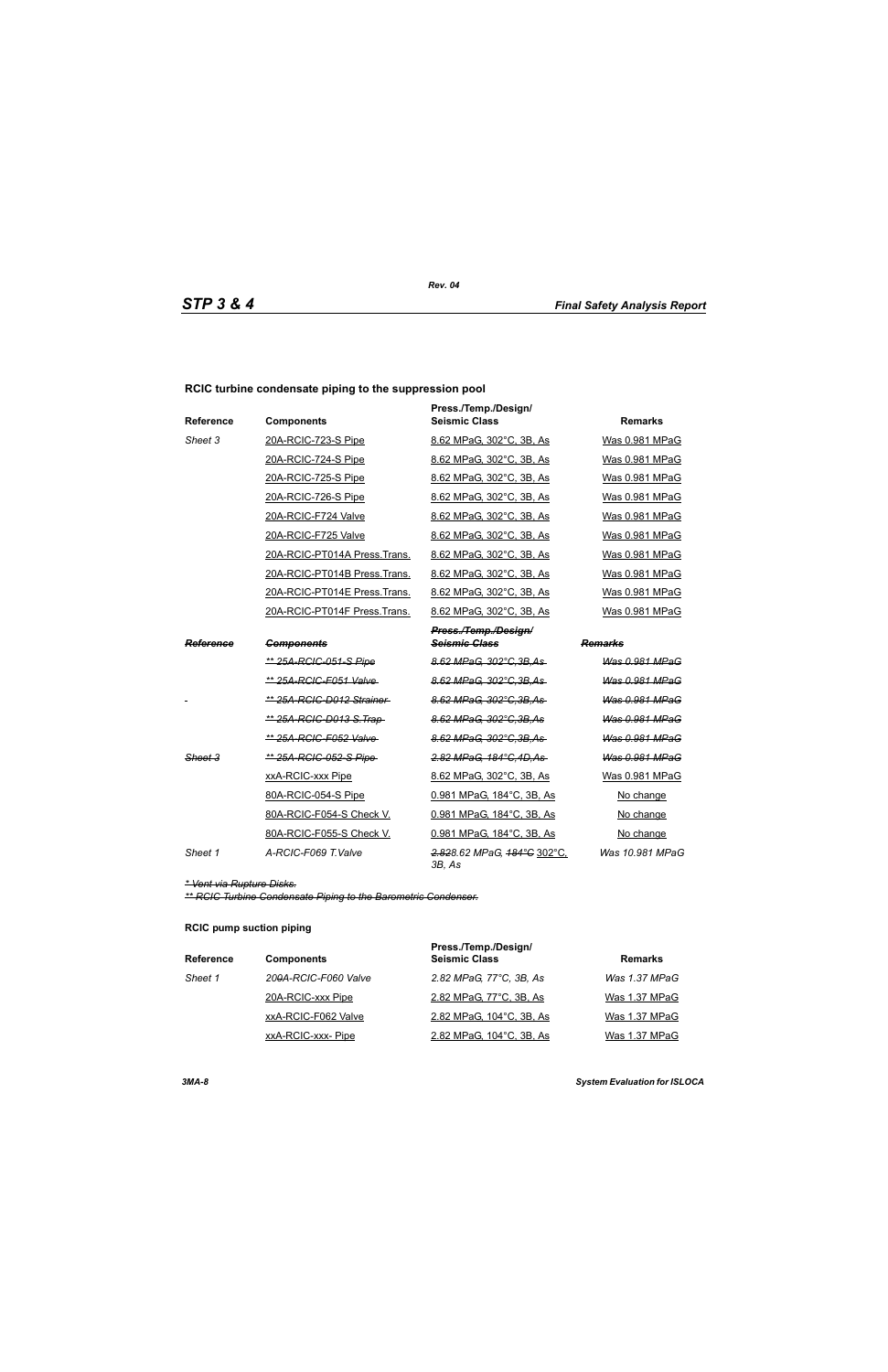**RCIC turbine condensate piping to the suppression pool**

| Reference | Components | Press./Temp./Design/ Seismic Class | Remarks |
|---|---|---|---|
| *Sheet 3* | 20A-RCIC-723-S Pipe | 8.62 MPaG, 302°C, 3B, As | Was 0.981 MPaG |
| | 20A-RCIC-724-S Pipe | 8.62 MPaG, 302°C, 3B, As | Was 0.981 MPaG |
| | 20A-RCIC-725-S Pipe | 8.62 MPaG, 302°C, 3B, As | Was 0.981 MPaG |
| | 20A-RCIC-726-S Pipe | 8.62 MPaG, 302°C, 3B, As | Was 0.981 MPaG |
| | 20A-RCIC-F724 Valve | 8.62 MPaG, 302°C, 3B, As | Was 0.981 MPaG |
| | 20A-RCIC-F725 Valve | 8.62 MPaG, 302°C, 3B, As | Was 0.981 MPaG |
| | 20A-RCIC-PT014A Press.Trans. | 8.62 MPaG, 302°C, 3B, As | Was 0.981 MPaG |
| | 20A-RCIC-PT014B Press.Trans. | 8.62 MPaG, 302°C, 3B, As | Was 0.981 MPaG |
| | 20A-RCIC-PT014E Press.Trans. | 8.62 MPaG, 302°C, 3B, As | Was 0.981 MPaG |
| | 20A-RCIC-PT014F Press.Trans. | 8.62 MPaG, 302°C, 3B, As | Was 0.981 MPaG |
| ~~*Reference*~~ | ~~*Components*~~ | ~~*Press./Temp./Design/ Seismic Class*~~ | ~~*Remarks*~~ |
| | ~~*\*\* 25A-RCIC-051-S Pipe*~~ | ~~*8.62 MPaG, 302°C,3B,As*~~ | ~~*Was 0.981 MPaG*~~ |
| | ~~*\*\* 25A-RCIC-F051 Valve*~~ | ~~*8.62 MPaG, 302°C,3B,As*~~ | ~~*Was 0.981 MPaG*~~ |
| - | ~~*\*\* 25A-RCIC-D012 Strainer*~~ | ~~*8.62 MPaG, 302°C,3B,As*~~ | ~~*Was 0.981 MPaG*~~ |
| | ~~*\*\* 25A-RCIC-D013 S.Trap*~~ | ~~*8.62 MPaG, 302°C,3B,As*~~ | ~~*Was 0.981 MPaG*~~ |
| | ~~*\*\* 25A-RCIC-F052 Valve*~~ | ~~*8.62 MPaG, 302°C,3B,As*~~ | ~~*Was 0.981 MPaG*~~ |
| ~~*Sheet 3*~~ | ~~*\*\* 25A-RCIC-052-S Pipe*~~ | ~~*2.82 MPaG, 184°C,4D,As*~~ | ~~*Was 0.981 MPaG*~~ |
| | xxA-RCIC-xxx Pipe | 8.62 MPaG, 302°C, 3B, As | Was 0.981 MPaG |
| | 80A-RCIC-054-S Pipe | 0.981 MPaG, 184°C, 3B, As | No change |
| | 80A-RCIC-F054-S Check V. | 0.981 MPaG, 184°C, 3B, As | No change |
| | 80A-RCIC-F055-S Check V. | 0.981 MPaG, 184°C, 3B, As | No change |
| *Sheet 1* | *A-RCIC-F069 T.Valve* | *~~2.82~~8.62 MPaG, ~~184°C~~ 302°C, 3B, As* | *Was 10.981 MPaG* |

~~*\* Vent via Rupture Disks.*~~

~~*\*\* RCIC Turbine Condensate Piping to the Barometric Condenser.*~~

**RCIC pump suction piping**

| Reference | Components | Press./Temp./Design/ Seismic Class | Remarks |
|---|---|---|---|
| *Sheet 1* | *20~~0~~A-RCIC-F060 Valve* | *2.82 MPaG, 77°C, 3B, As* | *Was 1.37 MPaG* |
| | 20A-RCIC-xxx Pipe | 2.82 MPaG, 77°C, 3B, As | Was 1.37 MPaG |
| | xxA-RCIC-F062 Valve | 2.82 MPaG, 104°C, 3B, As | Was 1.37 MPaG |
| | xxA-RCIC-xxx- Pipe | 2.82 MPaG, 104°C, 3B, As | Was 1.37 MPaG |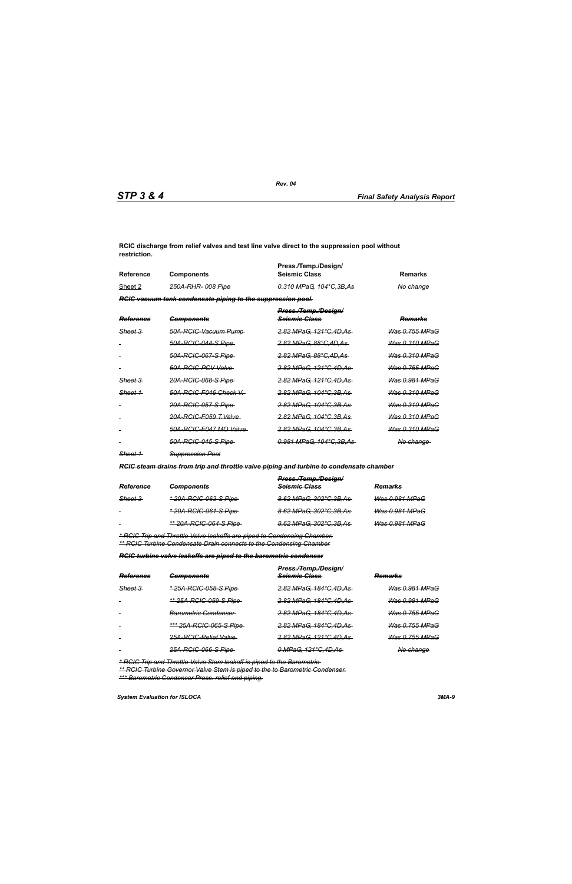**RCIC discharge from relief valves and test line valve direct to the suppression pool without restriction.**

| Reference | Components | Press./Temp./Design/ Seismic Class | Remarks |
|---|---|---|---|
| Sheet 2 | *250A-RHR- 008 Pipe* | *0.310 MPaG, 104°C,3B,As* | *No change* |

***~~RCIC vacuum tank condensate piping to the suppression pool.~~***

| ~~*Reference*~~ | ~~*Components*~~ | ~~*Press./Temp./Design/ Seismic Class*~~ | ~~*Remarks*~~ |
|---|---|---|---|
| ~~*Sheet 3*~~ | ~~*50A-RCIC-Vacuum Pump*~~ | ~~*2.82 MPaG, 121°C,4D,As*~~ | ~~*Was 0.755 MPaG*~~ |
| ~~-~~ | ~~*50A-RCIC-044-S Pipe*~~ | ~~*2.82 MPaG, 88°C,4D,As*~~ | ~~*Was 0.310 MPaG*~~ |
| ~~-~~ | ~~*50A-RCIC-067-S Pipe*~~ | ~~*2.82 MPaG, 88°C,4D,As*~~ | ~~*Was 0.310 MPaG*~~ |
| ~~-~~ | ~~*50A-RCIC-PCV Valve*~~ | ~~*2.82 MPaG, 121°C,4D,As*~~ | ~~*Was 0.755 MPaG*~~ |
| ~~*Sheet 3*~~ | ~~*20A-RCIC-068-S Pipe*~~ | ~~*2.82 MPaG, 121°C,4D,As*~~ | ~~*Was 0.981 MPaG*~~ |
| ~~*Sheet 1*~~ | ~~*50A-RCIC-F046 Check V.*~~ | ~~*2.82 MPaG, 104°C,3B,As*~~ | ~~*Was 0.310 MPaG*~~ |
| ~~-~~ | ~~*20A-RCIC-057-S Pipe*~~ | ~~*2.82 MPaG, 104°C,3B,As*~~ | ~~*Was 0.310 MPaG*~~ |
| ~~-~~ | ~~*20A-RCIC-F059 T.Valve*~~ | ~~*2.82 MPaG, 104°C,3B,As*~~ | ~~*Was 0.310 MPaG*~~ |
| ~~-~~ | ~~*50A-RCIC-F047 MO Valve*~~ | ~~*2.82 MPaG, 104°C,3B,As*~~ | ~~*Was 0.310 MPaG*~~ |
| ~~-~~ | ~~*50A-RCIC-045-S Pipe*~~ | ~~*0.981 MPaG, 104°C,3B,As*~~ | ~~*No change*~~ |
| ~~*Sheet 1*~~ | ~~*Suppression Pool*~~ | | |

***~~RCIC steam drains from trip and throttle valve piping and turbine to condensate chamber~~***

| ~~*Reference*~~ | ~~*Components*~~ | ~~*Press./Temp./Design/ Seismic Class*~~ | ~~*Remarks*~~ |
|---|---|---|---|
| ~~*Sheet 3*~~ | ~~** 20A-RCIC-063-S Pipe*~~ | ~~*8.62 MPaG, 302°C,3B,As*~~ | ~~*Was 0.981 MPaG*~~ |
| ~~-~~ | ~~** 20A-RCIC-061-S Pipe*~~ | ~~*8.62 MPaG, 302°C,3B,As*~~ | ~~*Was 0.981 MPaG*~~ |
| ~~-~~ | ~~*** 20A-RCIC-064-S Pipe*~~ | ~~*8.62 MPaG, 302°C,3B,As*~~ | ~~*Was 0.981 MPaG*~~ |

~~** RCIC Trip and Throttle Valve leakoffs are piped to Condensing Chamber.*~~
~~*** RCIC Turbine Condensate Drain connects to the Condensing Chamber*~~

***~~RCIC turbine valve leakoffs are piped to the barometric condenser~~***

| ~~*Reference*~~ | ~~*Components*~~ | ~~*Press./Temp./Design/ Seismic Class*~~ | ~~*Remarks*~~ |
|---|---|---|---|
| ~~*Sheet 3*~~ | ~~** 25A-RCIC-058-S Pipe*~~ | ~~*2.82 MPaG, 184°C,4D,As*~~ | ~~*Was 0.981 MPaG*~~ |
| ~~-~~ | ~~*** 25A-RCIC-059-S Pipe*~~ | ~~*2.82 MPaG, 184°C,4D,As*~~ | ~~*Was 0.981 MPaG*~~ |
| ~~-~~ | ~~*Barometric Condenser*~~ | ~~*2.82 MPaG, 184°C,4D,As*~~ | ~~*Was 0.755 MPaG*~~ |
| ~~-~~ | ~~**** 25A-RCIC-065-S Pipe*~~ | ~~*2.82 MPaG, 184°C,4D,As*~~ | ~~*Was 0.755 MPaG*~~ |
| ~~-~~ | ~~*25A-RCIC-Relief Valve*~~ | ~~*2.82 MPaG, 121°C,4D,As*~~ | ~~*Was 0.755 MPaG*~~ |
| ~~-~~ | ~~*25A-RCIC-066-S Pipe*~~ | ~~*0 MPaG, 121°C,4D,As*~~ | ~~*No change*~~ |

~~** RCIC Trip and Throttle Valve Stem leakoff is piped to the Barometric*~~
~~*** RCIC Turbine Governor Valve Stem is piped to the to Barometric Condenser.*~~
~~**** Barometric Condenser Press. relief and piping.*~~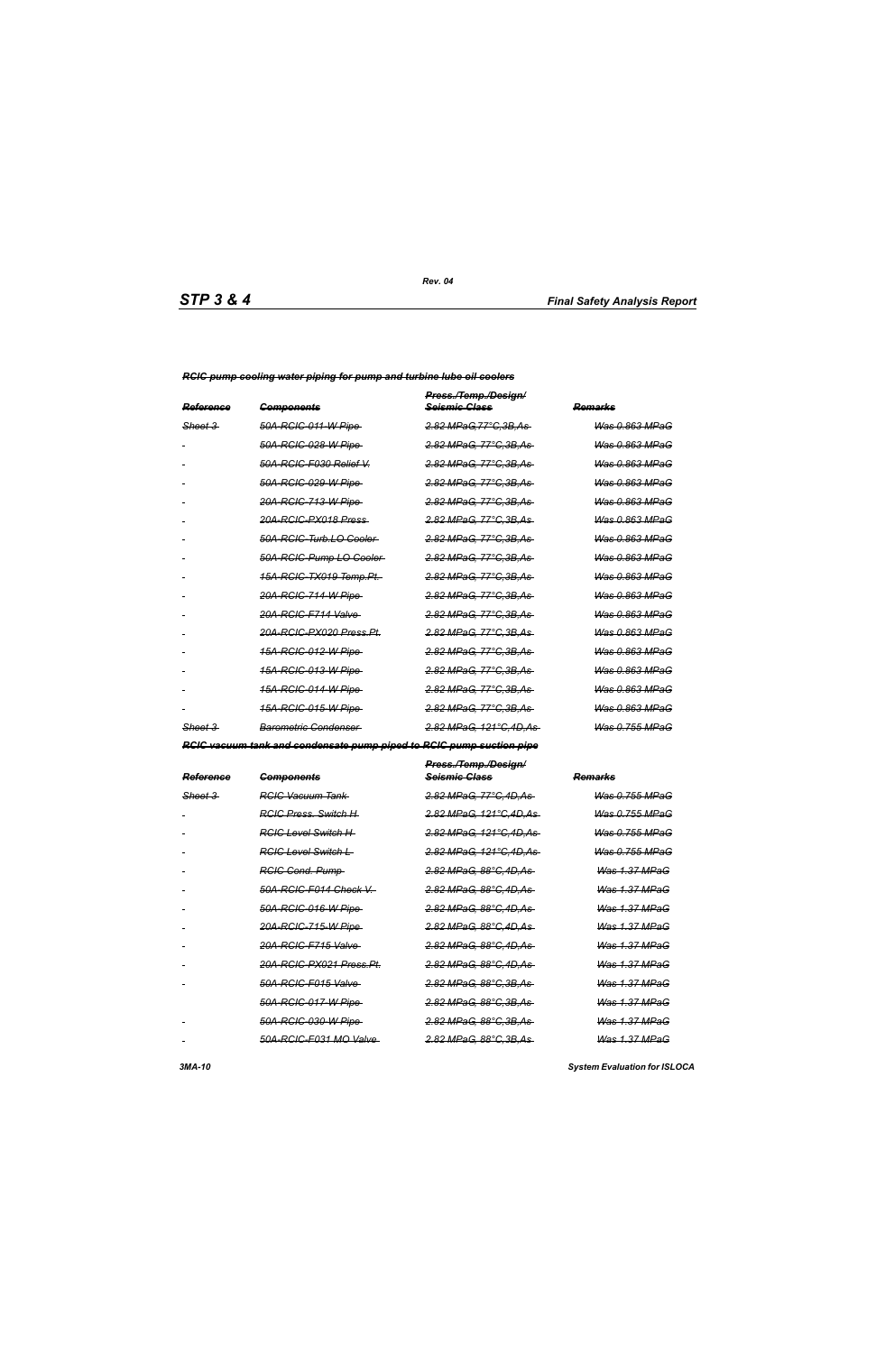***~~RCIC pump cooling water piping for pump and turbine lube oil coolers~~***

| ~~Reference~~ | ~~Components~~ | ~~Press./Temp./Design/ Seismic Class~~ | ~~Remarks~~ |
|---|---|---|---|
| ~~Sheet 3~~ | ~~50A-RCIC-011-W Pipe~~ | ~~2.82 MPaG,77°C,3B,As~~ | ~~Was 0.863 MPaG~~ |
| ~~-~~ | ~~50A-RCIC-028-W Pipe~~ | ~~2.82 MPaG, 77°C,3B,As~~ | ~~Was 0.863 MPaG~~ |
| ~~-~~ | ~~50A-RCIC-F030 Relief V.~~ | ~~2.82 MPaG, 77°C,3B,As~~ | ~~Was 0.863 MPaG~~ |
| ~~-~~ | ~~50A-RCIC-029-W Pipe~~ | ~~2.82 MPaG, 77°C,3B,As~~ | ~~Was 0.863 MPaG~~ |
| ~~-~~ | ~~20A-RCIC-713-W Pipe~~ | ~~2.82 MPaG, 77°C,3B,As~~ | ~~Was 0.863 MPaG~~ |
| ~~-~~ | ~~20A-RCIC-PX018 Press.~~ | ~~2.82 MPaG, 77°C,3B,As~~ | ~~Was 0.863 MPaG~~ |
| ~~-~~ | ~~50A-RCIC-Turb.LO Cooler~~ | ~~2.82 MPaG, 77°C,3B,As~~ | ~~Was 0.863 MPaG~~ |
| ~~-~~ | ~~50A-RCIC-Pump LO Cooler~~ | ~~2.82 MPaG, 77°C,3B,As~~ | ~~Was 0.863 MPaG~~ |
| ~~-~~ | ~~15A-RCIC-TX019 Temp.Pt.~~ | ~~2.82 MPaG, 77°C,3B,As~~ | ~~Was 0.863 MPaG~~ |
| ~~-~~ | ~~20A-RCIC-714-W Pipe~~ | ~~2.82 MPaG, 77°C,3B,As~~ | ~~Was 0.863 MPaG~~ |
| ~~-~~ | ~~20A-RCIC-F714 Valve~~ | ~~2.82 MPaG, 77°C,3B,As~~ | ~~Was 0.863 MPaG~~ |
| ~~-~~ | ~~20A-RCIC-PX020 Press.Pt.~~ | ~~2.82 MPaG, 77°C,3B,As~~ | ~~Was 0.863 MPaG~~ |
| ~~-~~ | ~~15A-RCIC-012-W Pipe~~ | ~~2.82 MPaG, 77°C,3B,As~~ | ~~Was 0.863 MPaG~~ |
| ~~-~~ | ~~15A-RCIC-013-W Pipe~~ | ~~2.82 MPaG, 77°C,3B,As~~ | ~~Was 0.863 MPaG~~ |
| ~~-~~ | ~~15A-RCIC-014-W Pipe~~ | ~~2.82 MPaG, 77°C,3B,As~~ | ~~Was 0.863 MPaG~~ |
| ~~-~~ | ~~15A-RCIC-015-W Pipe~~ | ~~2.82 MPaG, 77°C,3B,As~~ | ~~Was 0.863 MPaG~~ |
| ~~Sheet 3~~ | ~~Barometric Condenser~~ | ~~2.82 MPaG, 121°C,4D,As~~ | ~~Was 0.755 MPaG~~ |

***~~RCIC vacuum tank and condensate pump piped to RCIC pump suction pipe~~***

| ~~Reference~~ | ~~Components~~ | ~~Press./Temp./Design/ Seismic Class~~ | ~~Remarks~~ |
|---|---|---|---|
| ~~Sheet 3~~ | ~~RCIC Vacuum Tank~~ | ~~2.82 MPaG, 77°C,4D,As~~ | ~~Was 0.755 MPaG~~ |
| ~~-~~ | ~~RCIC Press. Switch H~~ | ~~2.82 MPaG, 121°C,4D,As~~ | ~~Was 0.755 MPaG~~ |
| ~~-~~ | ~~RCIC Level Switch H~~ | ~~2.82 MPaG, 121°C,4D,As~~ | ~~Was 0.755 MPaG~~ |
| ~~-~~ | ~~RCIC Level Switch L~~ | ~~2.82 MPaG, 121°C,4D,As~~ | ~~Was 0.755 MPaG~~ |
| ~~-~~ | ~~RCIC Cond. Pump~~ | ~~2.82 MPaG, 88°C,4D,As~~ | ~~Was 1.37 MPaG~~ |
| ~~-~~ | ~~50A-RCIC-F014 Check V.~~ | ~~2.82 MPaG, 88°C,4D,As~~ | ~~Was 1.37 MPaG~~ |
| ~~-~~ | ~~50A-RCIC-016-W Pipe~~ | ~~2.82 MPaG, 88°C,4D,As~~ | ~~Was 1.37 MPaG~~ |
| ~~-~~ | ~~20A-RCIC-715-W Pipe~~ | ~~2.82 MPaG, 88°C,4D,As~~ | ~~Was 1.37 MPaG~~ |
| ~~-~~ | ~~20A-RCIC-F715 Valve~~ | ~~2.82 MPaG, 88°C,4D,As~~ | ~~Was 1.37 MPaG~~ |
| ~~-~~ | ~~20A-RCIC-PX021 Press.Pt.~~ | ~~2.82 MPaG, 88°C,4D,As~~ | ~~Was 1.37 MPaG~~ |
| ~~-~~ | ~~50A-RCIC-F015 Valve~~ | ~~2.82 MPaG, 88°C,3B,As~~ | ~~Was 1.37 MPaG~~ |
| | ~~50A-RCIC-017-W Pipe~~ | ~~2.82 MPaG, 88°C,3B,As~~ | ~~Was 1.37 MPaG~~ |
| ~~-~~ | ~~50A-RCIC-030-W Pipe~~ | ~~2.82 MPaG, 88°C,3B,As~~ | ~~Was 1.37 MPaG~~ |
| ~~-~~ | ~~50A-RCIC-F031 MO Valve~~ | ~~2.82 MPaG, 88°C,3B,As~~ | ~~Was 1.37 MPaG~~ |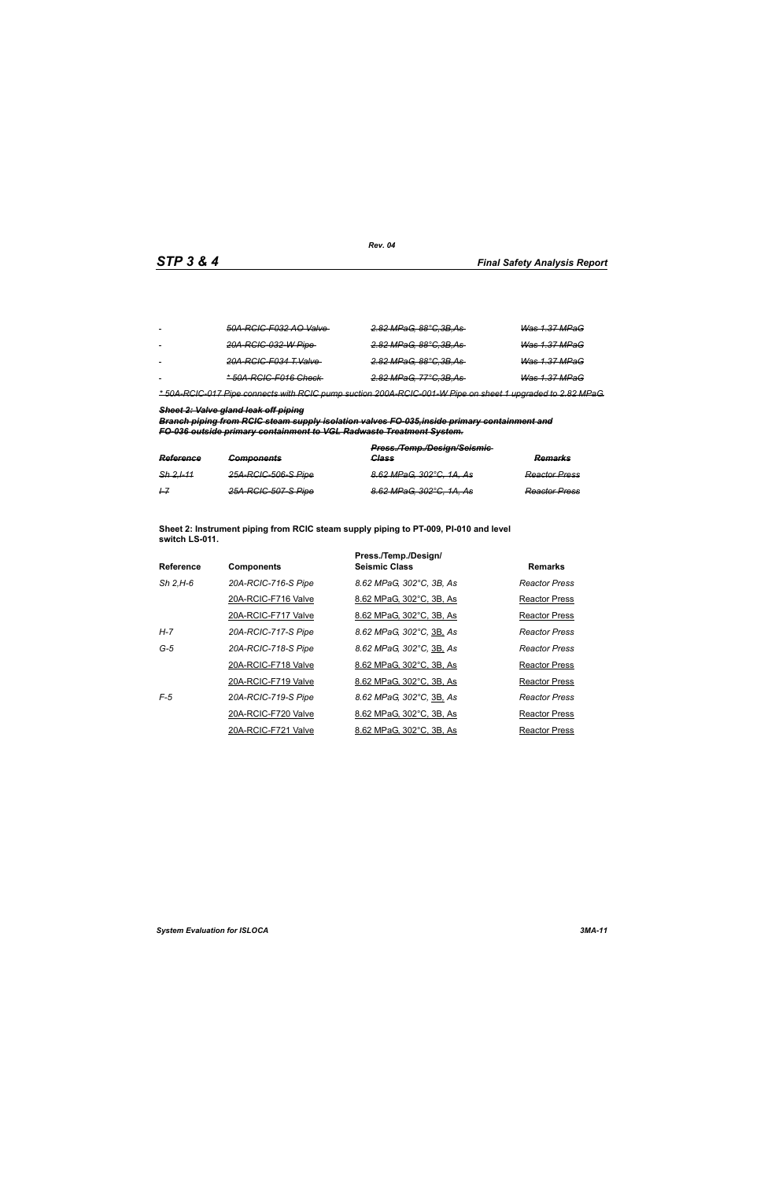| | | | |
|---|---|---|---|
| - | ~~*50A-RCIC-F032 AO Valve*~~ | ~~*2.82 MPaG, 88°C,3B,As*~~ | ~~*Was 1.37 MPaG*~~ |
| - | ~~*20A-RCIC-032-W Pipe*~~ | ~~*2.82 MPaG, 88°C,3B,As*~~ | ~~*Was 1.37 MPaG*~~ |
| - | ~~*20A-RCIC-F034 T.Valve*~~ | ~~*2.82 MPaG, 88°C,3B,As*~~ | ~~*Was 1.37 MPaG*~~ |
| - | ~~*\* 50A-RCIC-F016 Check*~~ | ~~*2.82 MPaG, 77°C,3B,As*~~ | ~~*Was 1.37 MPaG*~~ |

~~*\* 50A-RCIC-017 Pipe connects with RCIC pump suction 200A-RCIC-001-W Pipe on sheet 1 upgraded to 2.82 MPaG.*~~

~~***Sheet 2: Valve gland leak off piping***~~

~~***Branch piping from RCIC steam supply isolation valves FO-035,inside primary containment and FO-036 outside primary containment to VGL Radwaste Treatment System.***~~

| ~~*Reference*~~ | ~~*Components*~~ | ~~*Press./Temp./Design/Seismic Class*~~ | ~~*Remarks*~~ |
|---|---|---|---|
| ~~*Sh 2,I-11*~~ | ~~*25A-RCIC-506-S Pipe*~~ | ~~*8.62 MPaG, 302°C, 1A, As*~~ | ~~*Reactor Press*~~ |
| ~~*I-7*~~ | ~~*25A-RCIC-507-S Pipe*~~ | ~~*8.62 MPaG, 302°C, 1A, As*~~ | ~~*Reactor Press*~~ |

**Sheet 2: Instrument piping from RCIC steam supply piping to PT-009, PI-010 and level switch LS-011.**

| Reference | Components | Press./Temp./Design/ Seismic Class | Remarks |
|---|---|---|---|
| *Sh 2,H-6* | *20A-RCIC-716-S Pipe* | *8.62 MPaG, 302°C, 3B, As* | *Reactor Press* |
| | <u>20A-RCIC-F716 Valve</u> | <u>8.62 MPaG, 302°C, 3B, As</u> | <u>Reactor Press</u> |
| | <u>20A-RCIC-F717 Valve</u> | <u>8.62 MPaG, 302°C, 3B, As</u> | <u>Reactor Press</u> |
| *H-7* | *20A-RCIC-717-S Pipe* | *8.62 MPaG, 302°C, <u>3B</u>, As* | *Reactor Press* |
| *G-5* | *20A-RCIC-718-S Pipe* | *8.62 MPaG, 302°C, <u>3B</u>, As* | *Reactor Press* |
| | <u>20A-RCIC-F718 Valve</u> | <u>8.62 MPaG, 302°C, 3B, As</u> | <u>Reactor Press</u> |
| | <u>20A-RCIC-F719 Valve</u> | <u>8.62 MPaG, 302°C, 3B, As</u> | <u>Reactor Press</u> |
| *F-5* | *20A-RCIC-719-S Pipe* | *8.62 MPaG, 302°C, <u>3B</u>, As* | *Reactor Press* |
| | <u>20A-RCIC-F720 Valve</u> | <u>8.62 MPaG, 302°C, 3B, As</u> | <u>Reactor Press</u> |
| | <u>20A-RCIC-F721 Valve</u> | <u>8.62 MPaG, 302°C, 3B, As</u> | <u>Reactor Press</u> |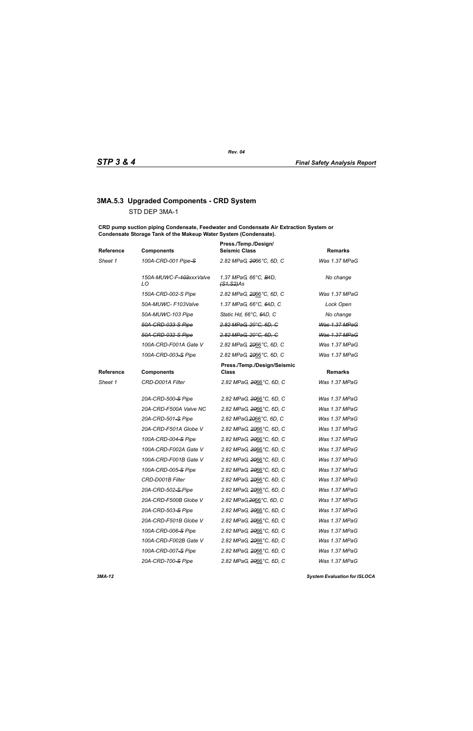## 3MA.5.3 Upgraded Components - CRD System

STD DEP 3MA-1

**CRD pump suction piping Condensate, Feedwater and Condensate Air Extraction System or Condensate Storage Tank of the Makeup Water System (Condensate).**

| Reference | Components | Press./Temp./Design/ Seismic Class | Remarks |
|---|---|---|---|
| *Sheet 1* | *100A-CRD-001 Pipe-~~S~~* | *2.82 MPaG, ~~20~~66°C, 6D, C* | *Was 1.37 MPaG* |
| | *150A-MUWC-F-~~103~~xxxValve LO* | *1.37 MPaG, 66°C, ~~B~~4D, ~~(S1,S2)~~As* | *No change* |
| | *150A-CRD-002-S Pipe* | *2.82 MPaG, ~~20~~66°C, 6D, C* | *Was 1.37 MPaG* |
| | *50A-MUWC- F103Valve* | *1.37 MPaG, 66°C, ~~6~~4D, C* | *Lock Open* |
| | *50A-MUWC-103 Pipe* | *Static Hd, 66°C, ~~6~~4D, C* | *No change* |
| | *~~50A-CRD-033-S Pipe~~* | *~~2.82 MPaG, 20°C, 6D, C~~* | *~~Was 1.37 MPaG~~* |
| | *~~50A-CRD-032-S Pipe~~* | *~~2.82 MPaG, 20°C, 6D, C~~* | *~~Was 1.37 MPaG~~* |
| | *100A-CRD-F001A Gate V* | *2.82 MPaG, ~~20~~66°C, 6D, C* | *Was 1.37 MPaG* |
| | *100A-CRD-003-~~S~~ Pipe* | *2.82 MPaG, ~~20~~66°C, 6D, C* | *Was 1.37 MPaG* |

| Reference | Components | Press./Temp./Design/Seismic Class | Remarks |
|---|---|---|---|
| *Sheet 1* | *CRD-D001A Filter* | *2.82 MPaG, ~~20~~66°C, 6D, C* | *Was 1.37 MPaG* |
| | *20A-CRD-500-~~S~~ Pipe* | *2.82 MPaG, ~~20~~66°C, 6D, C* | *Was 1.37 MPaG* |
| | *20A-CRD-F500A Valve NC* | *2.82 MPaG, ~~20~~66°C, 6D, C* | *Was 1.37 MPaG* |
| | *20A-CRD-501-~~S~~ Pipe* | *2.82 MPaG,~~20~~66°C, 6D, C* | *Was 1.37 MPaG* |
| | *20A-CRD-F501A Globe V* | *2.82 MPaG, ~~20~~66°C, 6D, C* | *Was 1.37 MPaG* |
| | *100A-CRD-004-~~S~~ Pipe* | *2.82 MPaG, ~~20~~66°C, 6D, C* | *Was 1.37 MPaG* |
| | *100A-CRD-F002A Gate V* | *2.82 MPaG, ~~20~~66°C, 6D, C* | *Was 1.37 MPaG* |
| | *100A-CRD-F001B Gate V* | *2.82 MPaG, ~~20~~66°C, 6D, C* | *Was 1.37 MPaG* |
| | *100A-CRD-005-~~S~~ Pipe* | *2.82 MPaG, ~~20~~66°C, 6D, C* | *Was 1.37 MPaG* |
| | *CRD-D001B Filter* | *2.82 MPaG, ~~20~~66°C, 6D, C* | *Was 1.37 MPaG* |
| | *20A-CRD-502-~~S~~ Pipe* | *2.82 MPaG, ~~20~~66°C, 6D, C* | *Was 1.37 MPaG* |
| | *20A-CRD-F500B Globe V* | *2.82 MPaG,~~20~~66°C, 6D, C* | *Was 1.37 MPaG* |
| | *20A-CRD-503-~~S~~ Pipe* | *2.82 MPaG, ~~20~~66°C, 6D, C* | *Was 1.37 MPaG* |
| | *20A-CRD-F501B Globe V* | *2.82 MPaG, ~~20~~66°C, 6D, C* | *Was 1.37 MPaG* |
| | *100A-CRD-006-~~S~~ Pipe* | *2.82 MPaG, ~~20~~66°C, 6D, C* | *Was 1.37 MPaG* |
| | *100A-CRD-F002B Gate V* | *2.82 MPaG, ~~20~~66°C, 6D, C* | *Was 1.37 MPaG* |
| | *100A-CRD-007-~~S~~ Pipe* | *2.82 MPaG, ~~20~~66°C, 6D, C* | *Was 1.37 MPaG* |
| | *20A-CRD-700-~~S~~ Pipe* | *2.82 MPaG, ~~20~~66°C, 6D, C* | *Was 1.37 MPaG* |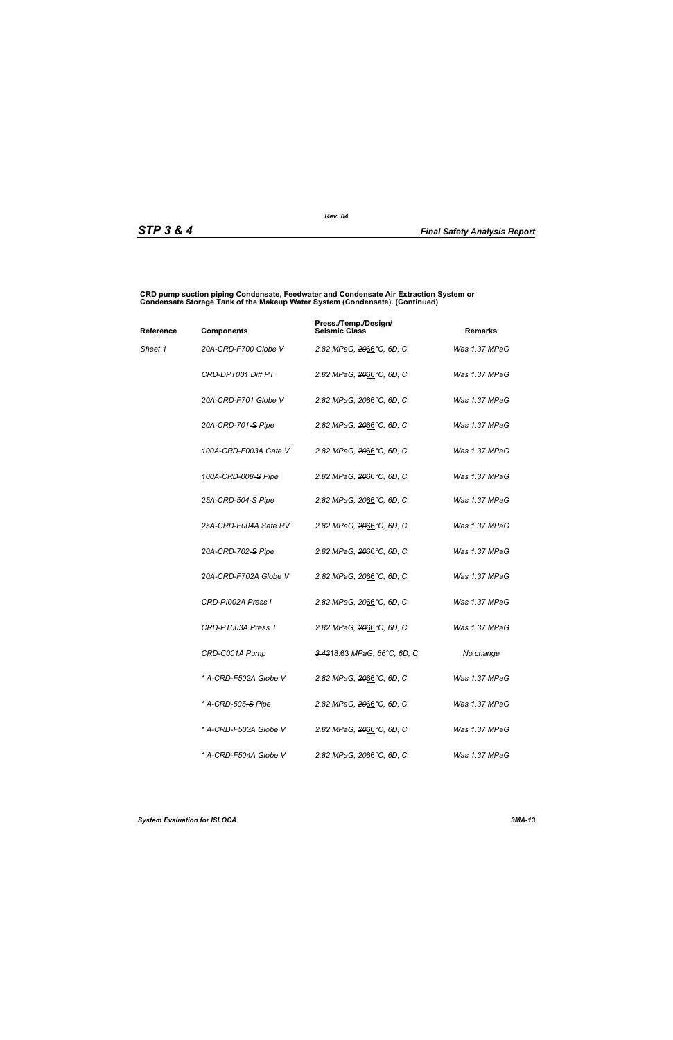**CRD pump suction piping Condensate, Feedwater and Condensate Air Extraction System or Condensate Storage Tank of the Makeup Water System (Condensate). (Continued)**

| Reference | Components | Press./Temp./Design/ Seismic Class | Remarks |
|---|---|---|---|
| *Sheet 1* | *20A-CRD-F700 Globe V* | *2.82 MPaG, ~~20~~66°C, 6D, C* | *Was 1.37 MPaG* |
| | *CRD-DPT001 Diff PT* | *2.82 MPaG, ~~20~~66°C, 6D, C* | *Was 1.37 MPaG* |
| | *20A-CRD-F701 Globe V* | *2.82 MPaG, ~~20~~66°C, 6D, C* | *Was 1.37 MPaG* |
| | *20A-CRD-701~~-S~~ Pipe* | *2.82 MPaG, ~~20~~66°C, 6D, C* | *Was 1.37 MPaG* |
| | *100A-CRD-F003A Gate V* | *2.82 MPaG, ~~20~~66°C, 6D, C* | *Was 1.37 MPaG* |
| | *100A-CRD-008~~-S~~ Pipe* | *2.82 MPaG, ~~20~~66°C, 6D, C* | *Was 1.37 MPaG* |
| | *25A-CRD-504~~-S~~ Pipe* | *2.82 MPaG, ~~20~~66°C, 6D, C* | *Was 1.37 MPaG* |
| | *25A-CRD-F004A Safe.RV* | *2.82 MPaG, ~~20~~66°C, 6D, C* | *Was 1.37 MPaG* |
| | *20A-CRD-702~~-S~~ Pipe* | *2.82 MPaG, ~~20~~66°C, 6D, C* | *Was 1.37 MPaG* |
| | *20A-CRD-F702A Globe V* | *2.82 MPaG, ~~20~~66°C, 6D, C* | *Was 1.37 MPaG* |
| | *CRD-PI002A Press I* | *2.82 MPaG, ~~20~~66°C, 6D, C* | *Was 1.37 MPaG* |
| | *CRD-PT003A Press T* | *2.82 MPaG, ~~20~~66°C, 6D, C* | *Was 1.37 MPaG* |
| | *CRD-C001A Pump* | *~~3.43~~18.63 MPaG, 66°C, 6D, C* | *No change* |
| | ** A-CRD-F502A Globe V* | *2.82 MPaG, ~~20~~66°C, 6D, C* | *Was 1.37 MPaG* |
| | ** A-CRD-505~~-S~~ Pipe* | *2.82 MPaG, ~~20~~66°C, 6D, C* | *Was 1.37 MPaG* |
| | ** A-CRD-F503A Globe V* | *2.82 MPaG, ~~20~~66°C, 6D, C* | *Was 1.37 MPaG* |
| | ** A-CRD-F504A Globe V* | *2.82 MPaG, ~~20~~66°C, 6D, C* | *Was 1.37 MPaG* |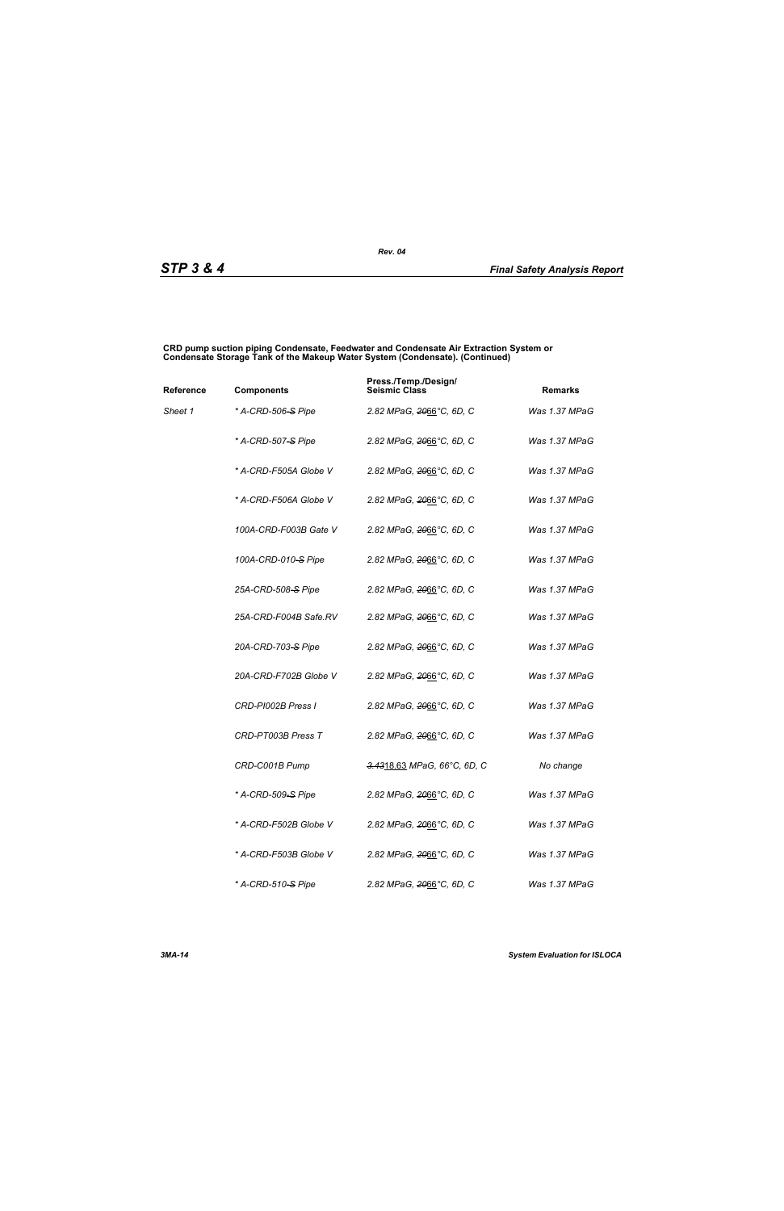**CRD pump suction piping Condensate, Feedwater and Condensate Air Extraction System or Condensate Storage Tank of the Makeup Water System (Condensate). (Continued)**

| Reference | Components | Press./Temp./Design/ Seismic Class | Remarks |
|---|---|---|---|
| *Sheet 1* | *\* A-CRD-506 ~~S~~ Pipe* | *2.82 MPaG, ~~20~~66°C, 6D, C* | *Was 1.37 MPaG* |
| | *\* A-CRD-507 ~~S~~ Pipe* | *2.82 MPaG, ~~20~~66°C, 6D, C* | *Was 1.37 MPaG* |
| | *\* A-CRD-F505A Globe V* | *2.82 MPaG, ~~20~~66°C, 6D, C* | *Was 1.37 MPaG* |
| | *\* A-CRD-F506A Globe V* | *2.82 MPaG, ~~20~~66°C, 6D, C* | *Was 1.37 MPaG* |
| | *100A-CRD-F003B Gate V* | *2.82 MPaG, ~~20~~66°C, 6D, C* | *Was 1.37 MPaG* |
| | *100A-CRD-010 ~~S~~ Pipe* | *2.82 MPaG, ~~20~~66°C, 6D, C* | *Was 1.37 MPaG* |
| | *25A-CRD-508 ~~S~~ Pipe* | *2.82 MPaG, ~~20~~66°C, 6D, C* | *Was 1.37 MPaG* |
| | *25A-CRD-F004B Safe.RV* | *2.82 MPaG, ~~20~~66°C, 6D, C* | *Was 1.37 MPaG* |
| | *20A-CRD-703 ~~S~~ Pipe* | *2.82 MPaG, ~~20~~66°C, 6D, C* | *Was 1.37 MPaG* |
| | *20A-CRD-F702B Globe V* | *2.82 MPaG, ~~20~~66°C, 6D, C* | *Was 1.37 MPaG* |
| | *CRD-PI002B Press I* | *2.82 MPaG, ~~20~~66°C, 6D, C* | *Was 1.37 MPaG* |
| | *CRD-PT003B Press T* | *2.82 MPaG, ~~20~~66°C, 6D, C* | *Was 1.37 MPaG* |
| | *CRD-C001B Pump* | *~~3.43~~18.63 MPaG, 66°C, 6D, C* | *No change* |
| | *\* A-CRD-509 ~~S~~ Pipe* | *2.82 MPaG, ~~20~~66°C, 6D, C* | *Was 1.37 MPaG* |
| | *\* A-CRD-F502B Globe V* | *2.82 MPaG, ~~20~~66°C, 6D, C* | *Was 1.37 MPaG* |
| | *\* A-CRD-F503B Globe V* | *2.82 MPaG, ~~20~~66°C, 6D, C* | *Was 1.37 MPaG* |
| | *\* A-CRD-510 ~~S~~ Pipe* | *2.82 MPaG, ~~20~~66°C, 6D, C* | *Was 1.37 MPaG* |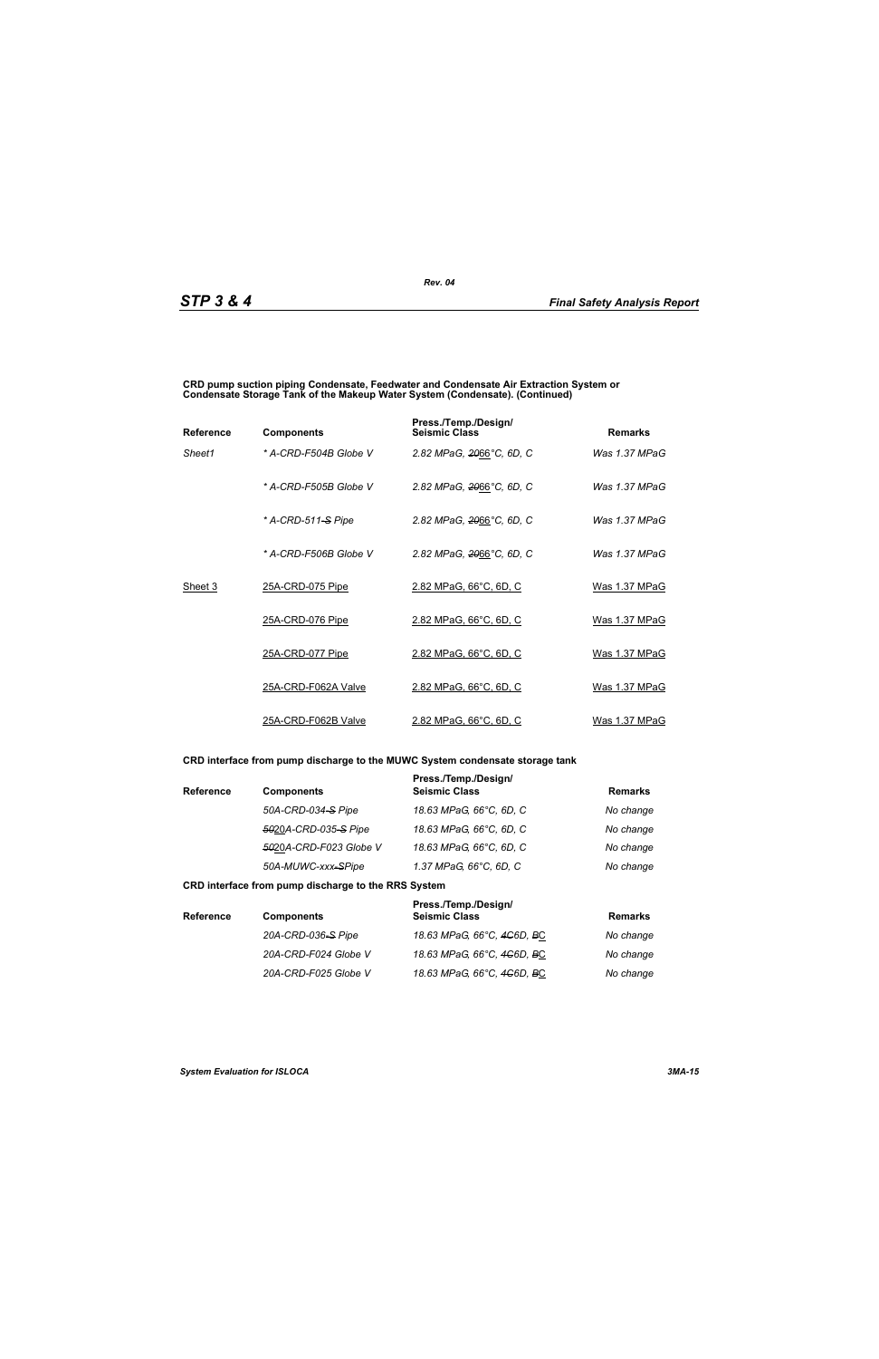**CRD pump suction piping Condensate, Feedwater and Condensate Air Extraction System or Condensate Storage Tank of the Makeup Water System (Condensate). (Continued)**

| Reference | Components | Press./Temp./Design/ Seismic Class | Remarks |
|---|---|---|---|
| *Sheet1* | *\* A-CRD-F504B Globe V* | *2.82 MPaG, ~~20~~66°C, 6D, C* | *Was 1.37 MPaG* |
| | *\* A-CRD-F505B Globe V* | *2.82 MPaG, ~~20~~66°C, 6D, C* | *Was 1.37 MPaG* |
| | *\* A-CRD-511-~~S~~ Pipe* | *2.82 MPaG, ~~20~~66°C, 6D, C* | *Was 1.37 MPaG* |
| | *\* A-CRD-F506B Globe V* | *2.82 MPaG, ~~20~~66°C, 6D, C* | *Was 1.37 MPaG* |
| Sheet 3 | 25A-CRD-075 Pipe | 2.82 MPaG, 66°C, 6D, C | Was 1.37 MPaG |
| | 25A-CRD-076 Pipe | 2.82 MPaG, 66°C, 6D, C | Was 1.37 MPaG |
| | 25A-CRD-077 Pipe | 2.82 MPaG, 66°C, 6D, C | Was 1.37 MPaG |
| | 25A-CRD-F062A Valve | 2.82 MPaG, 66°C, 6D, C | Was 1.37 MPaG |
| | 25A-CRD-F062B Valve | 2.82 MPaG, 66°C, 6D, C | Was 1.37 MPaG |

**CRD interface from pump discharge to the MUWC System condensate storage tank**

| Reference | Components | Press./Temp./Design/ Seismic Class | Remarks |
|---|---|---|---|
| | *50A-CRD-034-~~S~~ Pipe* | *18.63 MPaG, 66°C, 6D, C* | *No change* |
| | *~~50~~20A-CRD-035-~~S~~ Pipe* | *18.63 MPaG, 66°C, 6D, C* | *No change* |
| | *~~50~~20A-CRD-F023 Globe V* | *18.63 MPaG, 66°C, 6D, C* | *No change* |
| | *50A-MUWC-xxx-~~S~~Pipe* | *1.37 MPaG, 66°C, 6D, C* | *No change* |

**CRD interface from pump discharge to the RRS System**

| Reference | Components | Press./Temp./Design/ Seismic Class | Remarks |
|---|---|---|---|
| | *20A-CRD-036-~~S~~ Pipe* | *18.63 MPaG, 66°C, ~~4C~~6D, ~~B~~C* | *No change* |
| | *20A-CRD-F024 Globe V* | *18.63 MPaG, 66°C, ~~4C~~6D, ~~B~~C* | *No change* |
| | *20A-CRD-F025 Globe V* | *18.63 MPaG, 66°C, ~~4C~~6D, ~~B~~C* | *No change* |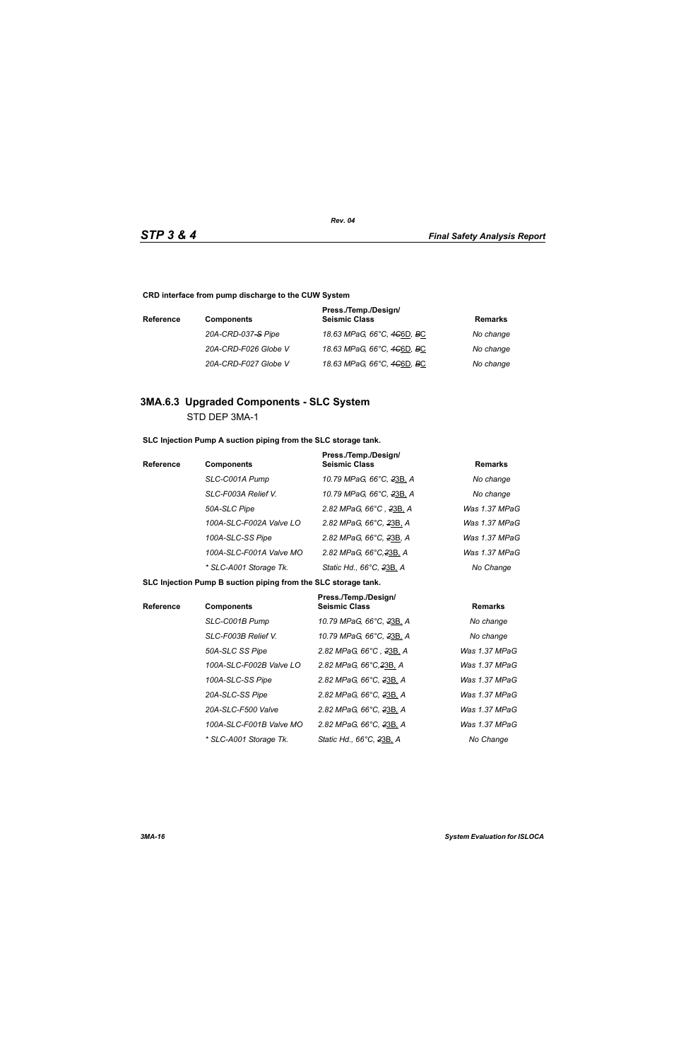**CRD interface from pump discharge to the CUW System**

| Reference | Components | Press./Temp./Design/ Seismic Class | Remarks |
|---|---|---|---|
| | *20A-CRD-037-S Pipe* | *18.63 MPaG, 66°C, 4C6D, BC* | *No change* |
| | *20A-CRD-F026 Globe V* | *18.63 MPaG, 66°C, 4C6D, BC* | *No change* |
| | *20A-CRD-F027 Globe V* | *18.63 MPaG, 66°C, 4C6D, BC* | *No change* |

### 3MA.6.3 Upgraded Components - SLC System

STD DEP 3MA-1

**SLC Injection Pump A suction piping from the SLC storage tank.**

| Reference | Components | Press./Temp./Design/ Seismic Class | Remarks |
|---|---|---|---|
| | *SLC-C001A Pump* | *10.79 MPaG, 66°C, 23B, A* | *No change* |
| | *SLC-F003A Relief V.* | *10.79 MPaG, 66°C, 23B, A* | *No change* |
| | *50A-SLC Pipe* | *2.82 MPaG, 66°C , 23B, A* | *Was 1.37 MPaG* |
| | *100A-SLC-F002A Valve LO* | *2.82 MPaG, 66°C, 23B, A* | *Was 1.37 MPaG* |
| | *100A-SLC-SS Pipe* | *2.82 MPaG, 66°C, 23B, A* | *Was 1.37 MPaG* |
| | *100A-SLC-F001A Valve MO* | *2.82 MPaG, 66°C,23B, A* | *Was 1.37 MPaG* |
| | *\* SLC-A001 Storage Tk.* | *Static Hd., 66°C, 23B, A* | *No Change* |

**SLC Injection Pump B suction piping from the SLC storage tank.**

| Reference | Components | Press./Temp./Design/ Seismic Class | Remarks |
|---|---|---|---|
| | *SLC-C001B Pump* | *10.79 MPaG, 66°C, 23B, A* | *No change* |
| | *SLC-F003B Relief V.* | *10.79 MPaG, 66°C, 23B, A* | *No change* |
| | *50A-SLC SS Pipe* | *2.82 MPaG, 66°C , 23B, A* | *Was 1.37 MPaG* |
| | *100A-SLC-F002B Valve LO* | *2.82 MPaG, 66°C,23B, A* | *Was 1.37 MPaG* |
| | *100A-SLC-SS Pipe* | *2.82 MPaG, 66°C, 23B, A* | *Was 1.37 MPaG* |
| | *20A-SLC-SS Pipe* | *2.82 MPaG, 66°C, 23B, A* | *Was 1.37 MPaG* |
| | *20A-SLC-F500 Valve* | *2.82 MPaG, 66°C, 23B, A* | *Was 1.37 MPaG* |
| | *100A-SLC-F001B Valve MO* | *2.82 MPaG, 66°C, 23B, A* | *Was 1.37 MPaG* |
| | *\* SLC-A001 Storage Tk.* | *Static Hd., 66°C, 23B, A* | *No Change* |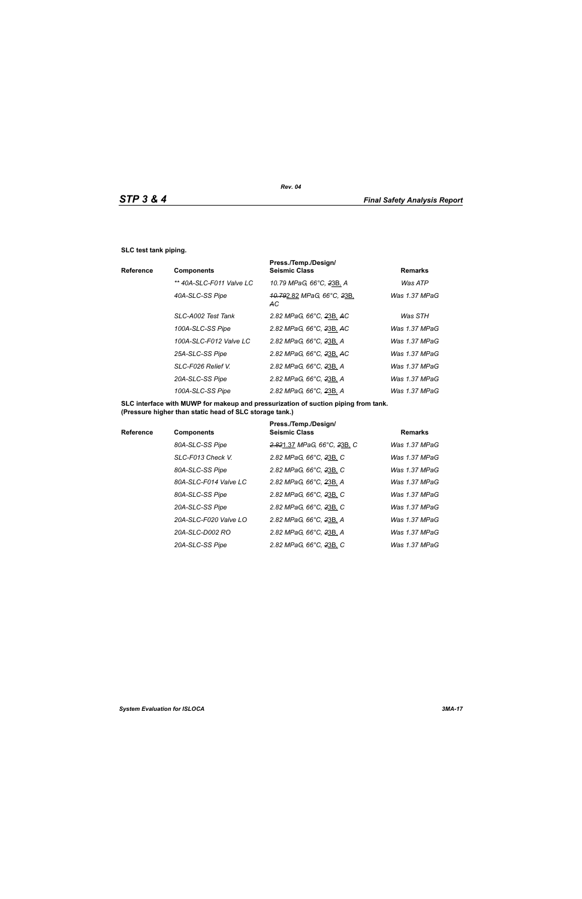**SLC test tank piping.**

| Reference | Components | Press./Temp./Design/ Seismic Class | Remarks |
|---|---|---|---|
| | *\*\* 40A-SLC-F011 Valve LC* | *10.79 MPaG, 66°C, ~~2~~3B, A* | *Was ATP* |
| | *40A-SLC-SS Pipe* | *~~10.79~~2.82 MPaG, 66°C, ~~2~~3B, AC* | *Was 1.37 MPaG* |
| | *SLC-A002 Test Tank* | *2.82 MPaG, 66°C, ~~2~~3B, ~~A~~C* | *Was STH* |
| | *100A-SLC-SS Pipe* | *2.82 MPaG, 66°C, ~~2~~3B, AC* | *Was 1.37 MPaG* |
| | *100A-SLC-F012 Valve LC* | *2.82 MPaG, 66°C, ~~2~~3B, A* | *Was 1.37 MPaG* |
| | *25A-SLC-SS Pipe* | *2.82 MPaG, 66°C, ~~2~~3B, AC* | *Was 1.37 MPaG* |
| | *SLC-F026 Relief V.* | *2.82 MPaG, 66°C, ~~2~~3B, A* | *Was 1.37 MPaG* |
| | *20A-SLC-SS Pipe* | *2.82 MPaG, 66°C, ~~2~~3B, A* | *Was 1.37 MPaG* |
| | *100A-SLC-SS Pipe* | *2.82 MPaG, 66°C, ~~2~~3B, A* | *Was 1.37 MPaG* |

**SLC interface with MUWP for makeup and pressurization of suction piping from tank. (Pressure higher than static head of SLC storage tank.)**

| Reference | Components | Press./Temp./Design/ Seismic Class | Remarks |
|---|---|---|---|
| | *80A-SLC-SS Pipe* | *~~2.82~~1.37 MPaG, 66°C, ~~2~~3B, C* | *Was 1.37 MPaG* |
| | *SLC-F013 Check V.* | *2.82 MPaG, 66°C, ~~2~~3B, C* | *Was 1.37 MPaG* |
| | *80A-SLC-SS Pipe* | *2.82 MPaG, 66°C, ~~2~~3B, C* | *Was 1.37 MPaG* |
| | *80A-SLC-F014 Valve LC* | *2.82 MPaG, 66°C, ~~2~~3B, A* | *Was 1.37 MPaG* |
| | *80A-SLC-SS Pipe* | *2.82 MPaG, 66°C, ~~2~~3B, C* | *Was 1.37 MPaG* |
| | *20A-SLC-SS Pipe* | *2.82 MPaG, 66°C, ~~2~~3B, C* | *Was 1.37 MPaG* |
| | *20A-SLC-F020 Valve LO* | *2.82 MPaG, 66°C, ~~2~~3B, A* | *Was 1.37 MPaG* |
| | *20A-SLC-D002 RO* | *2.82 MPaG, 66°C, ~~2~~3B, A* | *Was 1.37 MPaG* |
| | *20A-SLC-SS Pipe* | *2.82 MPaG, 66°C, ~~2~~3B, C* | *Was 1.37 MPaG* |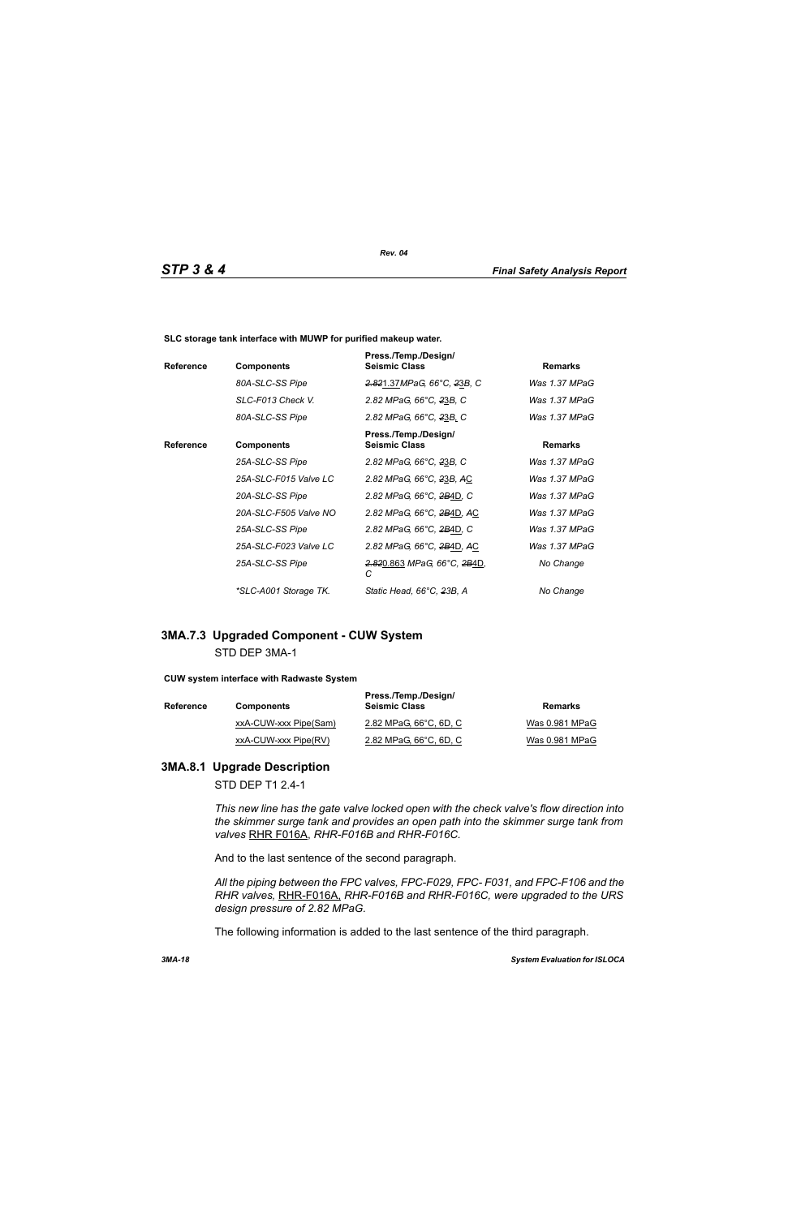**SLC storage tank interface with MUWP for purified makeup water.**

| Reference | Components | Press./Temp./Design/ Seismic Class | Remarks |
|---|---|---|---|
| | *80A-SLC-SS Pipe* | *~~2.82~~1.37MPaG, 66°C, ~~2~~3B, C* | *Was 1.37 MPaG* |
| | *SLC-F013 Check V.* | *2.82 MPaG, 66°C, ~~2~~3B, C* | *Was 1.37 MPaG* |
| | *80A-SLC-SS Pipe* | *2.82 MPaG, 66°C, ~~2~~3B, C* | *Was 1.37 MPaG* |

| Reference | Components | Press./Temp./Design/ Seismic Class | Remarks |
|---|---|---|---|
| | *25A-SLC-SS Pipe* | *2.82 MPaG, 66°C, ~~2~~3B, C* | *Was 1.37 MPaG* |
| | *25A-SLC-F015 Valve LC* | *2.82 MPaG, 66°C, ~~2~~3B, ~~A~~C* | *Was 1.37 MPaG* |
| | *20A-SLC-SS Pipe* | *2.82 MPaG, 66°C, ~~2B~~4D, C* | *Was 1.37 MPaG* |
| | *20A-SLC-F505 Valve NO* | *2.82 MPaG, 66°C, ~~2B~~4D, ~~A~~C* | *Was 1.37 MPaG* |
| | *25A-SLC-SS Pipe* | *2.82 MPaG, 66°C, ~~2B~~4D, C* | *Was 1.37 MPaG* |
| | *25A-SLC-F023 Valve LC* | *2.82 MPaG, 66°C, ~~2B~~4D, ~~A~~C* | *Was 1.37 MPaG* |
| | *25A-SLC-SS Pipe* | *~~2.82~~0.863 MPaG, 66°C, ~~2B~~4D, C* | *No Change* |
| | *\*SLC-A001 Storage TK.* | *Static Head, 66°C, ~~2~~3B, A* | *No Change* |

## 3MA.7.3 Upgraded Component - CUW System

STD DEP 3MA-1

**CUW system interface with Radwaste System**

| Reference | Components | Press./Temp./Design/ Seismic Class | Remarks |
|---|---|---|---|
| | <u>xxA-CUW-xxx Pipe(Sam)</u> | <u>2.82 MPaG, 66°C, 6D, C</u> | <u>Was 0.981 MPaG</u> |
| | <u>xxA-CUW-xxx Pipe(RV)</u> | <u>2.82 MPaG, 66°C, 6D, C</u> | <u>Was 0.981 MPaG</u> |

## 3MA.8.1 Upgrade Description

STD DEP T1 2.4-1

*This new line has the gate valve locked open with the check valve's flow direction into the skimmer surge tank and provides an open path into the skimmer surge tank from valves* <u>RHR F016A</u>, *RHR-F016B and RHR-F016C.*

And to the last sentence of the second paragraph.

*All the piping between the FPC valves, FPC-F029, FPC- F031, and FPC-F106 and the RHR valves,* <u>RHR-F016A,</u> *RHR-F016B and RHR-F016C, were upgraded to the URS design pressure of 2.82 MPaG.*

The following information is added to the last sentence of the third paragraph.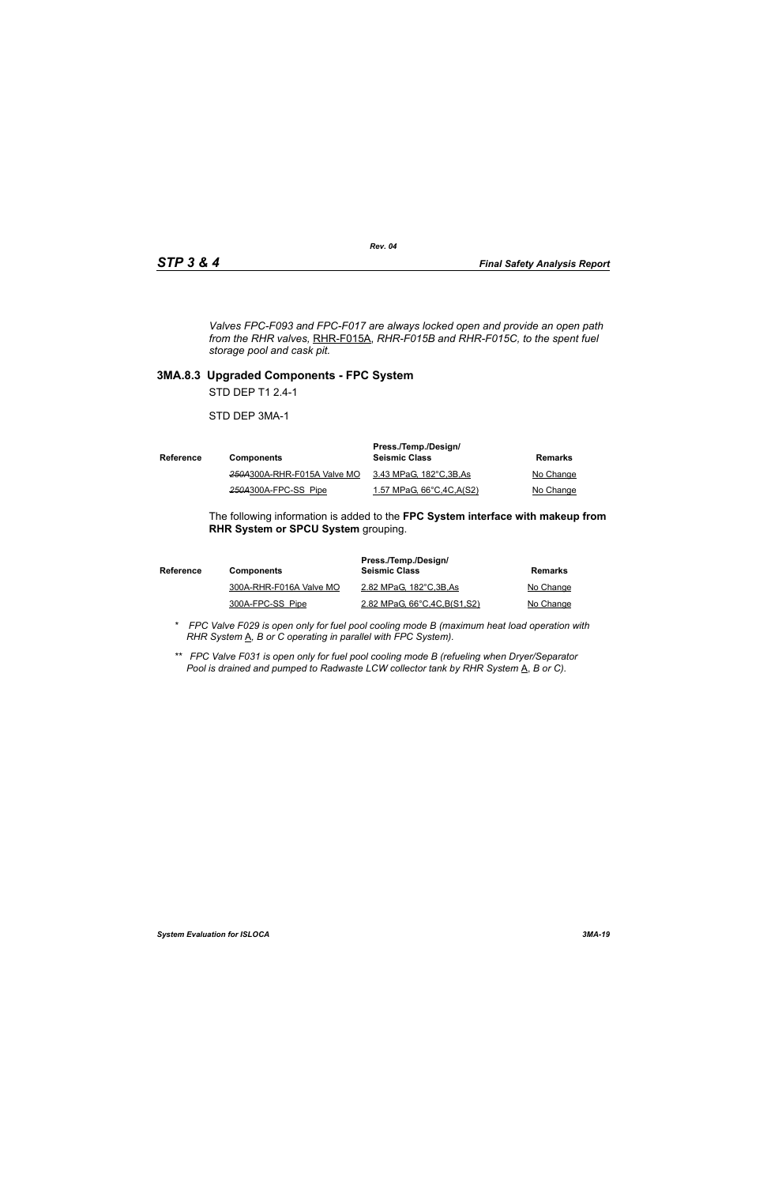*Valves FPC-F093 and FPC-F017 are always locked open and provide an open path from the RHR valves,* RHR-F015A, *RHR-F015B and RHR-F015C, to the spent fuel storage pool and cask pit.*

### 3MA.8.3 Upgraded Components - FPC System

STD DEP T1 2.4-1

STD DEP 3MA-1

| Reference | Components | Press./Temp./Design/ Seismic Class | Remarks |
|---|---|---|---|
| | ~~*250A*~~300A-RHR-F015A Valve MO | 3.43 MPaG, 182°C,3B,As | No Change |
| | ~~*250A*~~300A-FPC-SS Pipe | 1.57 MPaG, 66°C,4C,A(S2) | No Change |

The following information is added to the **FPC System interface with makeup from RHR System or SPCU System** grouping.

| Reference | Components | Press./Temp./Design/ Seismic Class | Remarks |
|---|---|---|---|
| | 300A-RHR-F016A Valve MO | 2.82 MPaG, 182°C,3B,As | No Change |
| | 300A-FPC-SS Pipe | 2.82 MPaG, 66°C,4C,B(S1,S2) | No Change |

\* *FPC Valve F029 is open only for fuel pool cooling mode B (maximum heat load operation with RHR System* A*, B or C operating in parallel with FPC System).*

\*\* *FPC Valve F031 is open only for fuel pool cooling mode B (refueling when Dryer/Separator Pool is drained and pumped to Radwaste LCW collector tank by RHR System* A*, B or C).*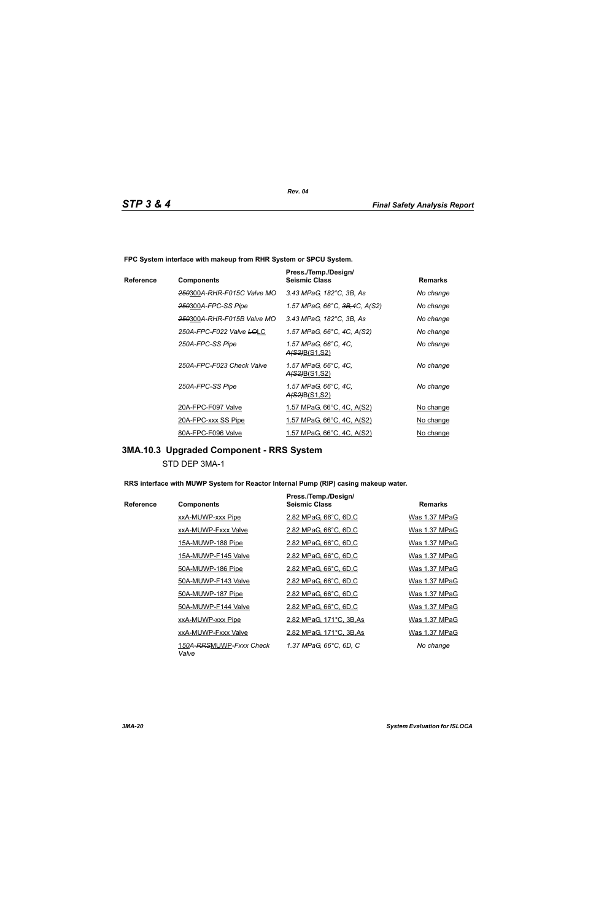**FPC System interface with makeup from RHR System or SPCU System.**

| Reference | Components | Press./Temp./Design/ Seismic Class | Remarks |
|---|---|---|---|
| | *~~250~~300A-RHR-F015C Valve MO* | *3.43 MPaG, 182°C, 3B, As* | *No change* |
| | *~~250~~300A-FPC-SS Pipe* | *1.57 MPaG, 66°C, ~~3B,~~4C, A(S2)* | *No change* |
| | *~~250~~300A-RHR-F015B Valve MO* | *3.43 MPaG, 182°C, 3B, As* | *No change* |
| | *250A-FPC-F022 Valve ~~LO~~LC* | *1.57 MPaG, 66°C, 4C, A(S2)* | *No change* |
| | *250A-FPC-SS Pipe* | *1.57 MPaG, 66°C, 4C, ~~A(S2)~~B(S1,S2)* | *No change* |
| | *250A-FPC-F023 Check Valve* | *1.57 MPaG, 66°C, 4C, ~~A(S2)~~B(S1,S2)* | *No change* |
| | *250A-FPC-SS Pipe* | *1.57 MPaG, 66°C, 4C, ~~A(S2)~~B(S1,S2)* | *No change* |
| | 20A-FPC-F097 Valve | 1.57 MPaG, 66°C, 4C, A(S2) | No change |
| | 20A-FPC-xxx SS Pipe | 1.57 MPaG, 66°C, 4C, A(S2) | No change |
| | 80A-FPC-F096 Valve | 1.57 MPaG, 66°C, 4C, A(S2) | No change |

## 3MA.10.3 Upgraded Component - RRS System

STD DEP 3MA-1

**RRS interface with MUWP System for Reactor Internal Pump (RIP) casing makeup water.**

| Reference | Components | Press./Temp./Design/ Seismic Class | Remarks |
|---|---|---|---|
| | xxA-MUWP-xxx Pipe | 2.82 MPaG, 66°C, 6D,C | Was 1.37 MPaG |
| | xxA-MUWP-Fxxx Valve | 2.82 MPaG, 66°C, 6D,C | Was 1.37 MPaG |
| | 15A-MUWP-188 Pipe | 2.82 MPaG, 66°C, 6D,C | Was 1.37 MPaG |
| | 15A-MUWP-F145 Valve | 2.82 MPaG, 66°C, 6D,C | Was 1.37 MPaG |
| | 50A-MUWP-186 Pipe | 2.82 MPaG, 66°C, 6D,C | Was 1.37 MPaG |
| | 50A-MUWP-F143 Valve | 2.82 MPaG, 66°C, 6D,C | Was 1.37 MPaG |
| | 50A-MUWP-187 Pipe | 2.82 MPaG, 66°C, 6D,C | Was 1.37 MPaG |
| | 50A-MUWP-F144 Valve | 2.82 MPaG, 66°C, 6D,C | Was 1.37 MPaG |
| | xxA-MUWP-xxx Pipe | 2.82 MPaG, 171°C, 3B,As | Was 1.37 MPaG |
| | xxA-MUWP-Fxxx Valve | 2.82 MPaG, 171°C, 3B,As | Was 1.37 MPaG |
| | *150A-~~RRS~~MUWP-Fxxx Check Valve* | *1.37 MPaG, 66°C, 6D, C* | *No change* |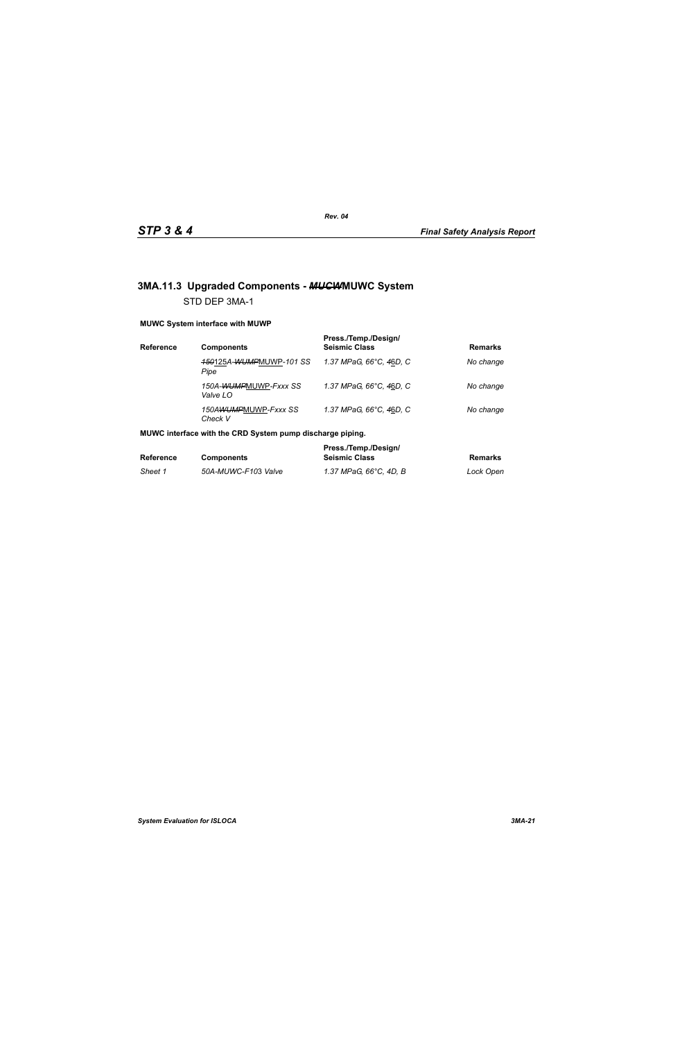### 3MA.11.3 Upgraded Components - ~~MUCW~~MUWC System

STD DEP 3MA-1

**MUWC System interface with MUWP**

| Reference | Components | Press./Temp./Design/ Seismic Class | Remarks |
|---|---|---|---|
| | *~~150~~125A-~~WUMP~~MUWP-101 SS Pipe* | *1.37 MPaG, 66°C, ~~4~~6D, C* | *No change* |
| | *150A-~~WUMP~~MUWP-Fxxx SS Valve LO* | *1.37 MPaG, 66°C, ~~4~~6D, C* | *No change* |
| | *150A~~WUMP~~MUWP-Fxxx SS Check V* | *1.37 MPaG, 66°C, ~~4~~6D, C* | *No change* |

**MUWC interface with the CRD System pump discharge piping.**

| Reference | Components | Press./Temp./Design/ Seismic Class | Remarks |
|---|---|---|---|
| *Sheet 1* | *50A-MUWC-F103 Valve* | *1.37 MPaG, 66°C, 4D, B* | *Lock Open* |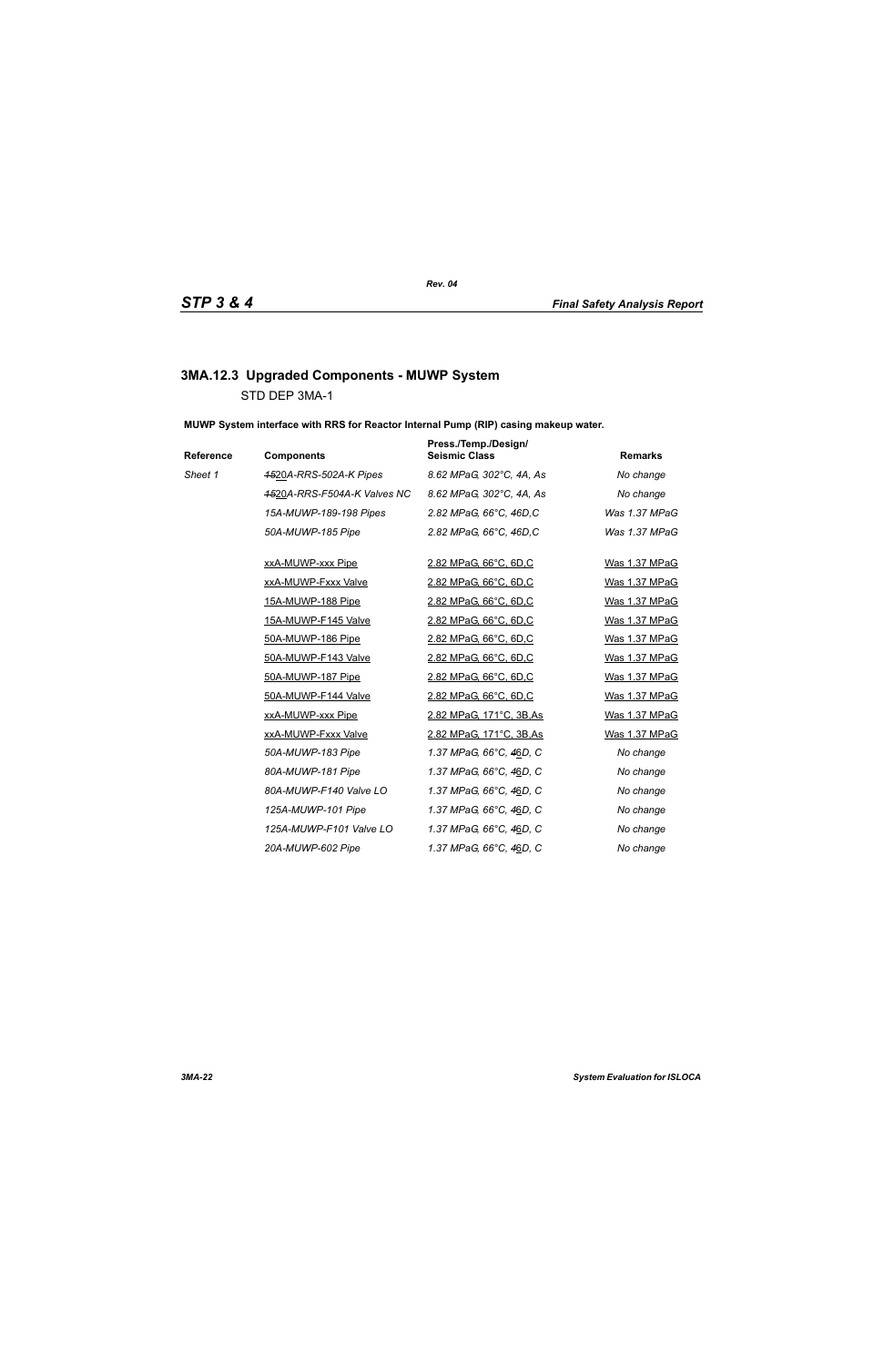## 3MA.12.3 Upgraded Components - MUWP System

STD DEP 3MA-1

**MUWP System interface with RRS for Reactor Internal Pump (RIP) casing makeup water.**

| Reference | Components | Press./Temp./Design/ Seismic Class | Remarks |
|---|---|---|---|
| *Sheet 1* | *~~15~~20A-RRS-502A-K Pipes* | *8.62 MPaG, 302°C, 4A, As* | *No change* |
| | *~~15~~20A-RRS-F504A-K Valves NC* | *8.62 MPaG, 302°C, 4A, As* | *No change* |
| | *15A-MUWP-189-198 Pipes* | *2.82 MPaG, 66°C, ~~4~~6D,C* | *Was 1.37 MPaG* |
| | *50A-MUWP-185 Pipe* | *2.82 MPaG, 66°C, ~~4~~6D,C* | *Was 1.37 MPaG* |
| | xxA-MUWP-xxx Pipe | 2.82 MPaG, 66°C, 6D,C | Was 1.37 MPaG |
| | xxA-MUWP-Fxxx Valve | 2.82 MPaG, 66°C, 6D,C | Was 1.37 MPaG |
| | 15A-MUWP-188 Pipe | 2.82 MPaG, 66°C, 6D,C | Was 1.37 MPaG |
| | 15A-MUWP-F145 Valve | 2.82 MPaG, 66°C, 6D,C | Was 1.37 MPaG |
| | 50A-MUWP-186 Pipe | 2.82 MPaG, 66°C, 6D,C | Was 1.37 MPaG |
| | 50A-MUWP-F143 Valve | 2.82 MPaG, 66°C, 6D,C | Was 1.37 MPaG |
| | 50A-MUWP-187 Pipe | 2.82 MPaG, 66°C, 6D,C | Was 1.37 MPaG |
| | 50A-MUWP-F144 Valve | 2.82 MPaG, 66°C, 6D,C | Was 1.37 MPaG |
| | xxA-MUWP-xxx Pipe | 2.82 MPaG, 171°C, 3B,As | Was 1.37 MPaG |
| | xxA-MUWP-Fxxx Valve | 2.82 MPaG, 171°C, 3B,As | Was 1.37 MPaG |
| | *50A-MUWP-183 Pipe* | *1.37 MPaG, 66°C, ~~4~~6D, C* | *No change* |
| | *80A-MUWP-181 Pipe* | *1.37 MPaG, 66°C, ~~4~~6D, C* | *No change* |
| | *80A-MUWP-F140 Valve LO* | *1.37 MPaG, 66°C, ~~4~~6D, C* | *No change* |
| | *125A-MUWP-101 Pipe* | *1.37 MPaG, 66°C, ~~4~~6D, C* | *No change* |
| | *125A-MUWP-F101 Valve LO* | *1.37 MPaG, 66°C, ~~4~~6D, C* | *No change* |
| | *20A-MUWP-602 Pipe* | *1.37 MPaG, 66°C, ~~4~~6D, C* | *No change* |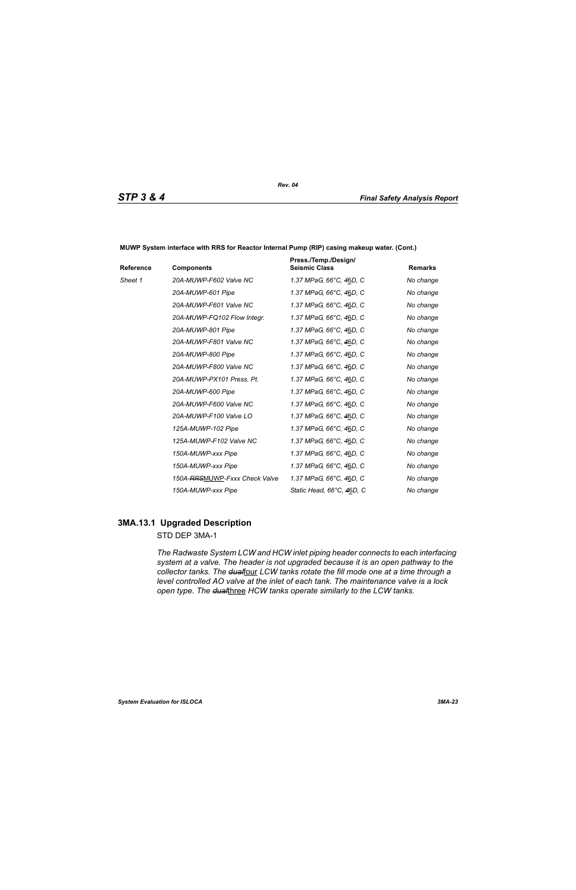**MUWP System interface with RRS for Reactor Internal Pump (RIP) casing makeup water. (Cont.)**

| Reference | Components | Press./Temp./Design/ Seismic Class | Remarks |
|---|---|---|---|
| *Sheet 1* | *20A-MUWP-F602 Valve NC* | *1.37 MPaG, 66°C, ~~4~~6D, C* | *No change* |
| | *20A-MUWP-601 Pipe* | *1.37 MPaG, 66°C, ~~4~~6D, C* | *No change* |
| | *20A-MUWP-F601 Valve NC* | *1.37 MPaG, 66°C, ~~4~~6D, C* | *No change* |
| | *20A-MUWP-FQ102 Flow Integr.* | *1.37 MPaG, 66°C, ~~4~~6D, C* | *No change* |
| | *20A-MUWP-801 Pipe* | *1.37 MPaG, 66°C, ~~4~~6D, C* | *No change* |
| | *20A-MUWP-F801 Valve NC* | *1.37 MPaG, 66°C, ~~4~~6D, C* | *No change* |
| | *20A-MUWP-800 Pipe* | *1.37 MPaG, 66°C, ~~4~~6D, C* | *No change* |
| | *20A-MUWP-F800 Valve NC* | *1.37 MPaG, 66°C, ~~4~~6D, C* | *No change* |
| | *20A-MUWP-PX101 Press. Pt.* | *1.37 MPaG, 66°C, ~~4~~6D, C* | *No change* |
| | *20A-MUWP-600 Pipe* | *1.37 MPaG, 66°C, ~~4~~6D, C* | *No change* |
| | *20A-MUWP-F600 Valve NC* | *1.37 MPaG, 66°C, ~~4~~6D, C* | *No change* |
| | *20A-MUWP-F100 Valve LO* | *1.37 MPaG, 66°C, ~~4~~6D, C* | *No change* |
| | *125A-MUWP-102 Pipe* | *1.37 MPaG, 66°C, ~~4~~6D, C* | *No change* |
| | *125A-MUWP-F102 Valve NC* | *1.37 MPaG, 66°C, ~~4~~6D, C* | *No change* |
| | *150A-MUWP-xxx Pipe* | *1.37 MPaG, 66°C, ~~4~~6D, C* | *No change* |
| | *150A-MUWP-xxx Pipe* | *1.37 MPaG, 66°C, ~~4~~6D, C* | *No change* |
| | *150A-~~RRS~~MUWP-Fxxx Check Valve* | *1.37 MPaG, 66°C, ~~4~~6D, C* | *No change* |
| | *150A-MUWP-xxx Pipe* | *Static Head, 66°C, ~~4~~6D, C* | *No change* |

### 3MA.13.1 Upgraded Description

STD DEP 3MA-1

*The Radwaste System LCW and HCW inlet piping header connects to each interfacing system at a valve. The header is not upgraded because it is an open pathway to the collector tanks. The ~~dual~~*four *LCW tanks rotate the fill mode one at a time through a level controlled AO valve at the inlet of each tank. The maintenance valve is a lock open type. The ~~dual~~*three *HCW tanks operate similarly to the LCW tanks.*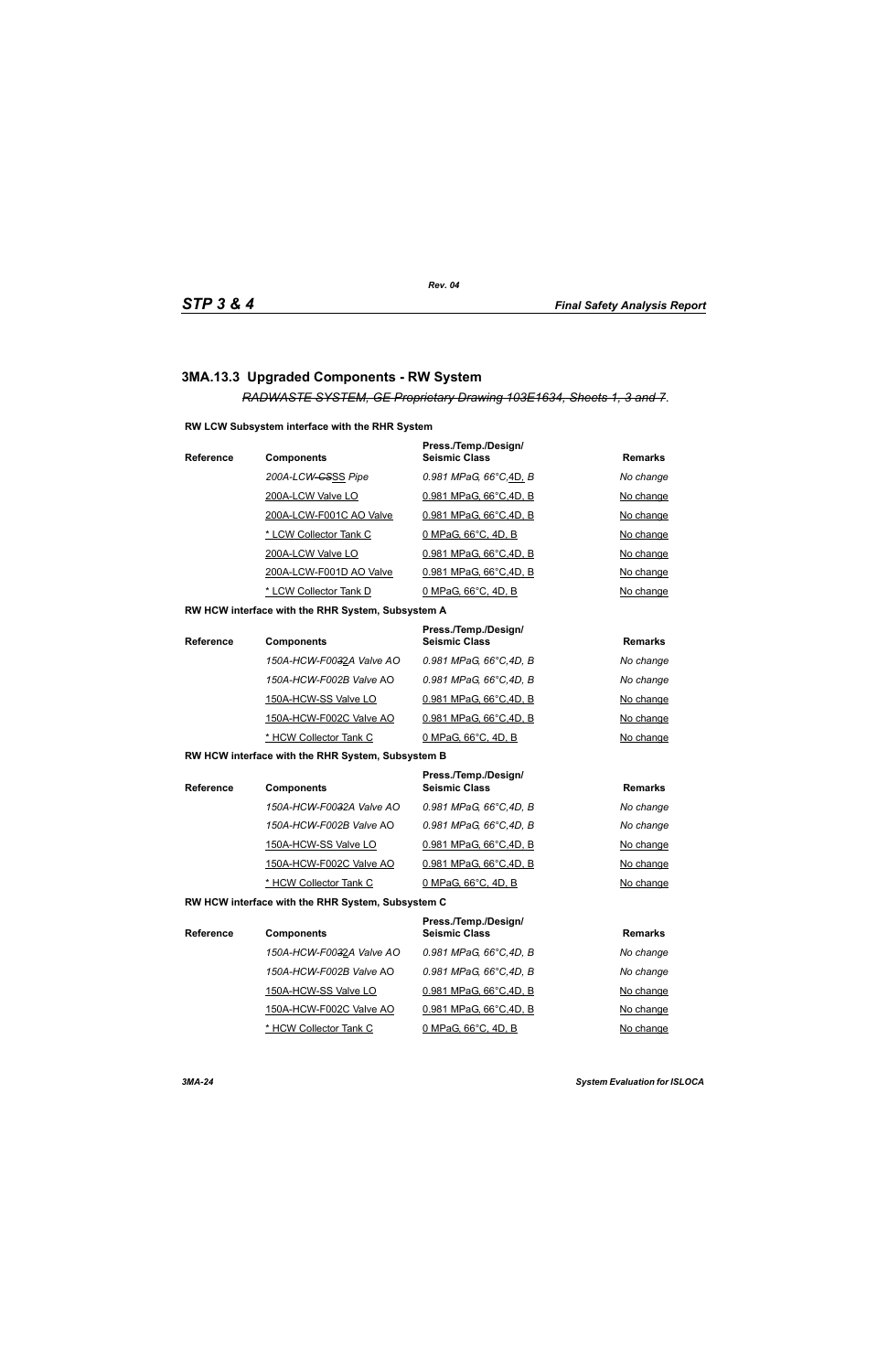## 3MA.13.3 Upgraded Components - RW System

~~*RADWASTE SYSTEM, GE Proprietary Drawing 103E1634, Sheets 1, 3 and 7*~~.

**RW LCW Subsystem interface with the RHR System**

| Reference | Components | Press./Temp./Design/ Seismic Class | Remarks |
|---|---|---|---|
| | *200A-LCW-~~CS~~SS Pipe* | *0.981 MPaG, 66°C,4D, B* | *No change* |
| | 200A-LCW Valve LO | 0.981 MPaG, 66°C,4D, B | No change |
| | 200A-LCW-F001C AO Valve | 0.981 MPaG, 66°C,4D, B | No change |
| | * LCW Collector Tank C | 0 MPaG, 66°C, 4D, B | No change |
| | 200A-LCW Valve LO | 0.981 MPaG, 66°C,4D, B | No change |
| | 200A-LCW-F001D AO Valve | 0.981 MPaG, 66°C,4D, B | No change |
| | * LCW Collector Tank D | 0 MPaG, 66°C, 4D, B | No change |

**RW HCW interface with the RHR System, Subsystem A**

| Reference | Components | Press./Temp./Design/ Seismic Class | Remarks |
|---|---|---|---|
| | *150A-HCW-F00~~3~~2A Valve AO* | *0.981 MPaG, 66°C,4D, B* | *No change* |
| | *150A-HCW-F002B Valve* AO | *0.981 MPaG, 66°C,4D, B* | *No change* |
| | 150A-HCW-SS Valve LO | 0.981 MPaG, 66°C,4D, B | No change |
| | 150A-HCW-F002C Valve AO | 0.981 MPaG, 66°C,4D, B | No change |
| | * HCW Collector Tank C | 0 MPaG, 66°C, 4D, B | No change |

**RW HCW interface with the RHR System, Subsystem B**

| Reference | Components | Press./Temp./Design/ Seismic Class | Remarks |
|---|---|---|---|
| | *150A-HCW-F00~~3~~2A Valve AO* | *0.981 MPaG, 66°C,4D, B* | *No change* |
| | *150A-HCW-F002B Valve AO* | *0.981 MPaG, 66°C,4D, B* | *No change* |
| | 150A-HCW-SS Valve LO | 0.981 MPaG, 66°C,4D, B | No change |
| | 150A-HCW-F002C Valve AO | 0.981 MPaG, 66°C,4D, B | No change |
| | * HCW Collector Tank C | 0 MPaG, 66°C, 4D, B | No change |

**RW HCW interface with the RHR System, Subsystem C**

| Reference | Components | Press./Temp./Design/ Seismic Class | Remarks |
|---|---|---|---|
| | *150A-HCW-F00~~3~~2A Valve AO* | *0.981 MPaG, 66°C,4D, B* | *No change* |
| | *150A-HCW-F002B Valve* AO | *0.981 MPaG, 66°C,4D, B* | *No change* |
| | 150A-HCW-SS Valve LO | 0.981 MPaG, 66°C,4D, B | No change |
| | 150A-HCW-F002C Valve AO | 0.981 MPaG, 66°C,4D, B | No change |
| | * HCW Collector Tank C | 0 MPaG, 66°C, 4D, B | No change |